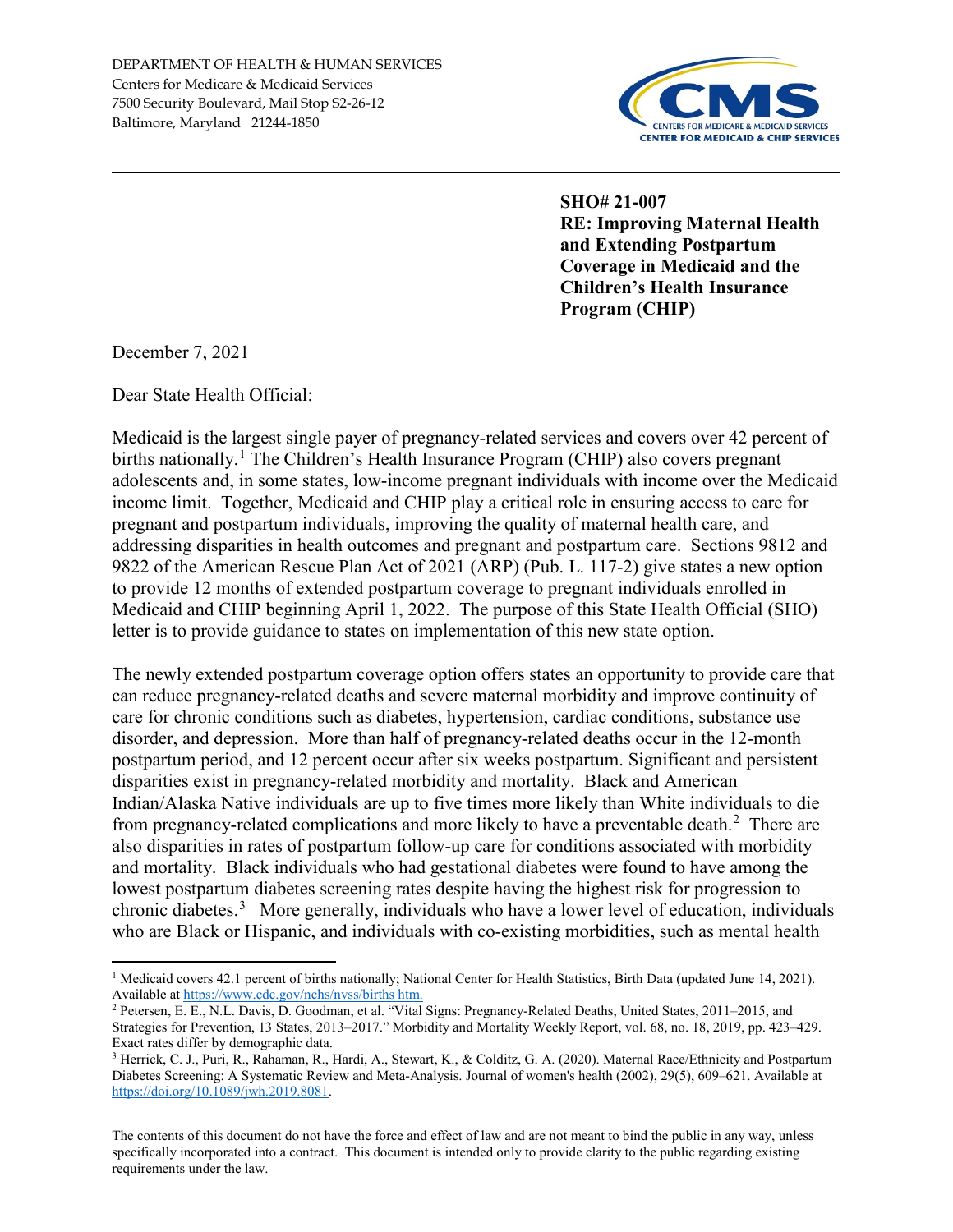DEPARTMENT OF HEALTH & HUMAN SERVICES
Centers for Medicare & Medicaid Services
7500 Security Boulevard, Mail Stop S2-26-12
Baltimore, Maryland 21244-1850

CMS
CENTERS FOR MEDICARE & MEDICAID SERVICES
CENTER FOR MEDICAID & CHIP SERVICES

**SHO# 21-007**
**RE: Improving Maternal Health and Extending Postpartum Coverage in Medicaid and the Children's Health Insurance Program (CHIP)**

December 7, 2021

Dear State Health Official:

Medicaid is the largest single payer of pregnancy-related services and covers over 42 percent of births nationally.[1] The Children's Health Insurance Program (CHIP) also covers pregnant adolescents and, in some states, low-income pregnant individuals with income over the Medicaid income limit. Together, Medicaid and CHIP play a critical role in ensuring access to care for pregnant and postpartum individuals, improving the quality of maternal health care, and addressing disparities in health outcomes and pregnant and postpartum care. Sections 9812 and 9822 of the American Rescue Plan Act of 2021 (ARP) (Pub. L. 117-2) give states a new option to provide 12 months of extended postpartum coverage to pregnant individuals enrolled in Medicaid and CHIP beginning April 1, 2022. The purpose of this State Health Official (SHO) letter is to provide guidance to states on implementation of this new state option.

The newly extended postpartum coverage option offers states an opportunity to provide care that can reduce pregnancy-related deaths and severe maternal morbidity and improve continuity of care for chronic conditions such as diabetes, hypertension, cardiac conditions, substance use disorder, and depression. More than half of pregnancy-related deaths occur in the 12-month postpartum period, and 12 percent occur after six weeks postpartum. Significant and persistent disparities exist in pregnancy-related morbidity and mortality. Black and American Indian/Alaska Native individuals are up to five times more likely than White individuals to die from pregnancy-related complications and more likely to have a preventable death.[2] There are also disparities in rates of postpartum follow-up care for conditions associated with morbidity and mortality. Black individuals who had gestational diabetes were found to have among the lowest postpartum diabetes screening rates despite having the highest risk for progression to chronic diabetes.[3] More generally, individuals who have a lower level of education, individuals who are Black or Hispanic, and individuals with co-existing morbidities, such as mental health

[1] Medicaid covers 42.1 percent of births nationally; National Center for Health Statistics, Birth Data (updated June 14, 2021). Available at https://www.cdc.gov/nchs/nvss/births htm.

[2] Petersen, E. E., N.L. Davis, D. Goodman, et al. "Vital Signs: Pregnancy-Related Deaths, United States, 2011–2015, and Strategies for Prevention, 13 States, 2013–2017." Morbidity and Mortality Weekly Report, vol. 68, no. 18, 2019, pp. 423–429. Exact rates differ by demographic data.

[3] Herrick, C. J., Puri, R., Rahaman, R., Hardi, A., Stewart, K., & Colditz, G. A. (2020). Maternal Race/Ethnicity and Postpartum Diabetes Screening: A Systematic Review and Meta-Analysis. Journal of women's health (2002), 29(5), 609–621. Available at https://doi.org/10.1089/jwh.2019.8081.

The contents of this document do not have the force and effect of law and are not meant to bind the public in any way, unless specifically incorporated into a contract. This document is intended only to provide clarity to the public regarding existing requirements under the law.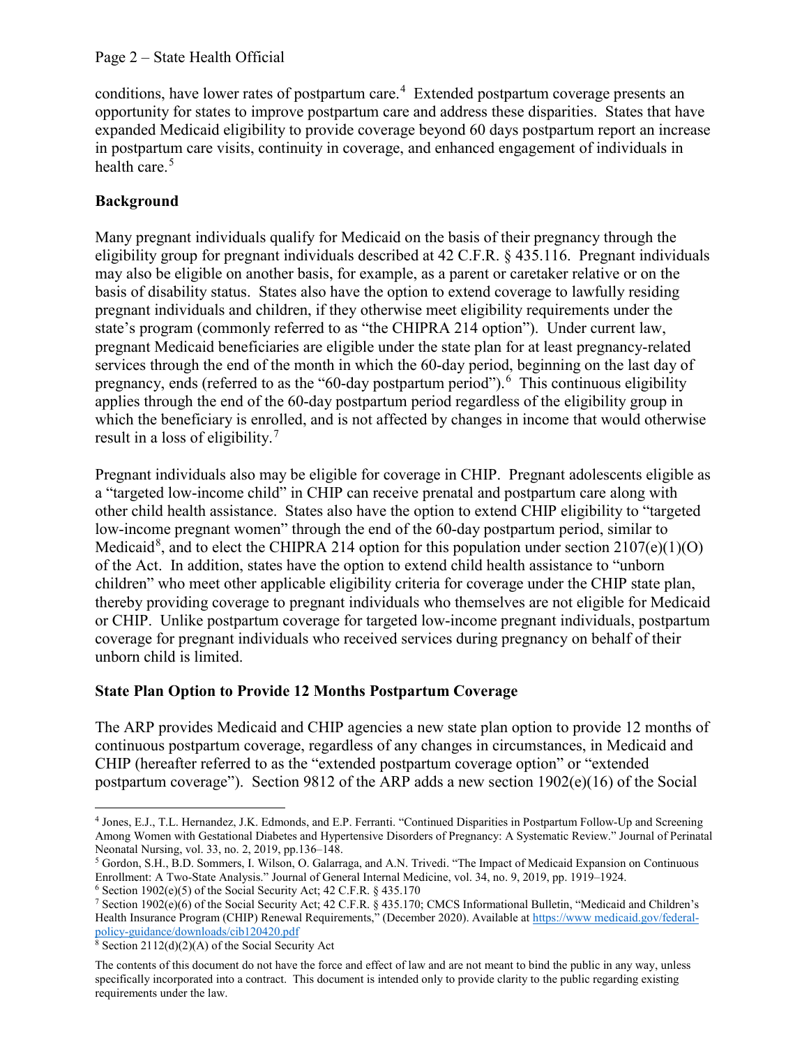conditions, have lower rates of postpartum care.[4] Extended postpartum coverage presents an opportunity for states to improve postpartum care and address these disparities. States that have expanded Medicaid eligibility to provide coverage beyond 60 days postpartum report an increase in postpartum care visits, continuity in coverage, and enhanced engagement of individuals in health care.[5]

**Background**

Many pregnant individuals qualify for Medicaid on the basis of their pregnancy through the eligibility group for pregnant individuals described at 42 C.F.R. § 435.116. Pregnant individuals may also be eligible on another basis, for example, as a parent or caretaker relative or on the basis of disability status. States also have the option to extend coverage to lawfully residing pregnant individuals and children, if they otherwise meet eligibility requirements under the state's program (commonly referred to as "the CHIPRA 214 option"). Under current law, pregnant Medicaid beneficiaries are eligible under the state plan for at least pregnancy-related services through the end of the month in which the 60-day period, beginning on the last day of pregnancy, ends (referred to as the "60-day postpartum period").[6] This continuous eligibility applies through the end of the 60-day postpartum period regardless of the eligibility group in which the beneficiary is enrolled, and is not affected by changes in income that would otherwise result in a loss of eligibility.[7]

Pregnant individuals also may be eligible for coverage in CHIP. Pregnant adolescents eligible as a "targeted low-income child" in CHIP can receive prenatal and postpartum care along with other child health assistance. States also have the option to extend CHIP eligibility to "targeted low-income pregnant women" through the end of the 60-day postpartum period, similar to Medicaid[8], and to elect the CHIPRA 214 option for this population under section 2107(e)(1)(O) of the Act. In addition, states have the option to extend child health assistance to "unborn children" who meet other applicable eligibility criteria for coverage under the CHIP state plan, thereby providing coverage to pregnant individuals who themselves are not eligible for Medicaid or CHIP. Unlike postpartum coverage for targeted low-income pregnant individuals, postpartum coverage for pregnant individuals who received services during pregnancy on behalf of their unborn child is limited.

**State Plan Option to Provide 12 Months Postpartum Coverage**

The ARP provides Medicaid and CHIP agencies a new state plan option to provide 12 months of continuous postpartum coverage, regardless of any changes in circumstances, in Medicaid and CHIP (hereafter referred to as the "extended postpartum coverage option" or "extended postpartum coverage"). Section 9812 of the ARP adds a new section 1902(e)(16) of the Social

---

[4] Jones, E.J., T.L. Hernandez, J.K. Edmonds, and E.P. Ferranti. "Continued Disparities in Postpartum Follow-Up and Screening Among Women with Gestational Diabetes and Hypertensive Disorders of Pregnancy: A Systematic Review." Journal of Perinatal Neonatal Nursing, vol. 33, no. 2, 2019, pp.136–148.

[5] Gordon, S.H., B.D. Sommers, I. Wilson, O. Galarraga, and A.N. Trivedi. "The Impact of Medicaid Expansion on Continuous Enrollment: A Two-State Analysis." Journal of General Internal Medicine, vol. 34, no. 9, 2019, pp. 1919–1924.

[6] Section 1902(e)(5) of the Social Security Act; 42 C.F.R. § 435.170

[7] Section 1902(e)(6) of the Social Security Act; 42 C.F.R. § 435.170; CMCS Informational Bulletin, "Medicaid and Children's Health Insurance Program (CHIP) Renewal Requirements," (December 2020). Available at https://www medicaid.gov/federal-policy-guidance/downloads/cib120420.pdf

[8] Section 2112(d)(2)(A) of the Social Security Act

The contents of this document do not have the force and effect of law and are not meant to bind the public in any way, unless specifically incorporated into a contract. This document is intended only to provide clarity to the public regarding existing requirements under the law.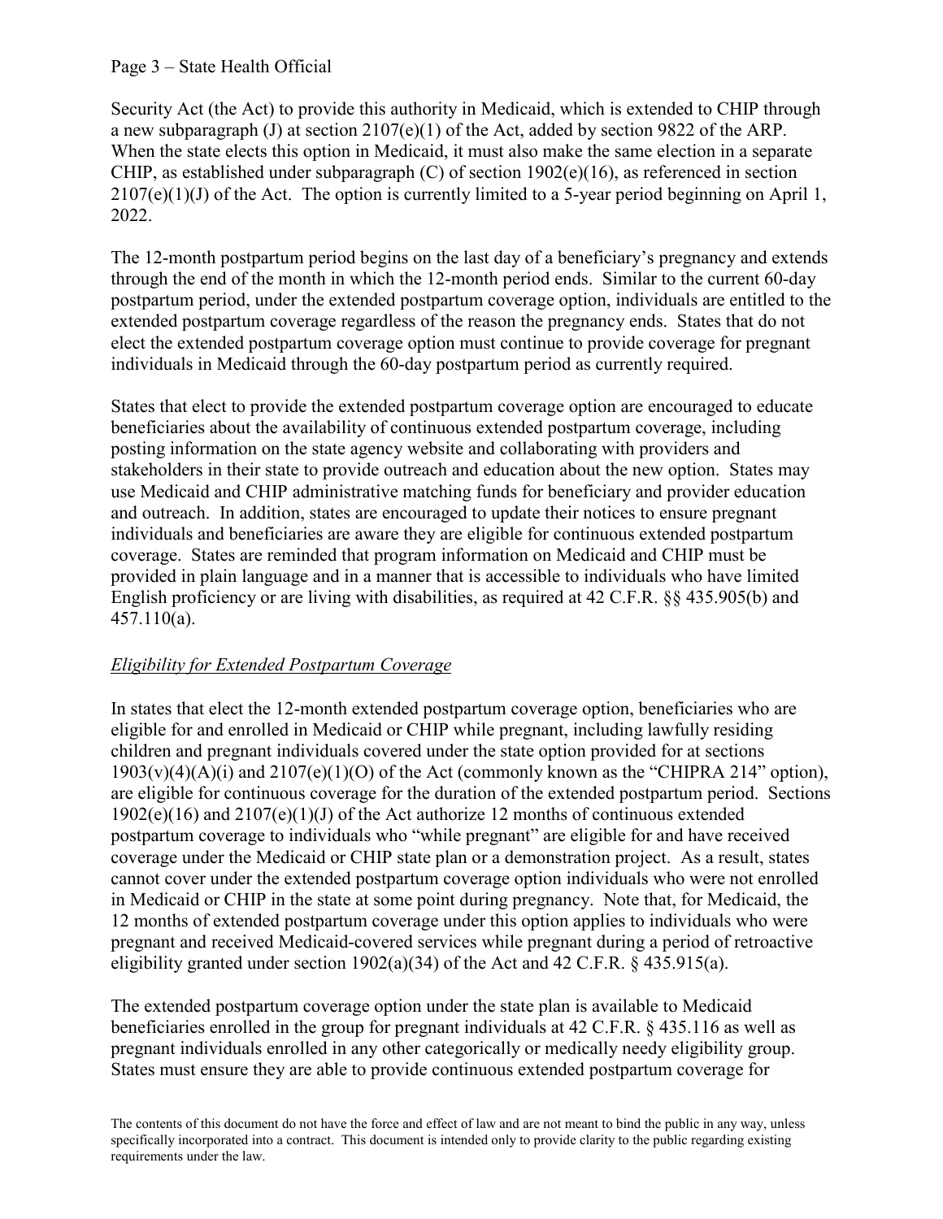Security Act (the Act) to provide this authority in Medicaid, which is extended to CHIP through a new subparagraph (J) at section 2107(e)(1) of the Act, added by section 9822 of the ARP. When the state elects this option in Medicaid, it must also make the same election in a separate CHIP, as established under subparagraph (C) of section 1902(e)(16), as referenced in section 2107(e)(1)(J) of the Act. The option is currently limited to a 5-year period beginning on April 1, 2022.

The 12-month postpartum period begins on the last day of a beneficiary's pregnancy and extends through the end of the month in which the 12-month period ends. Similar to the current 60-day postpartum period, under the extended postpartum coverage option, individuals are entitled to the extended postpartum coverage regardless of the reason the pregnancy ends. States that do not elect the extended postpartum coverage option must continue to provide coverage for pregnant individuals in Medicaid through the 60-day postpartum period as currently required.

States that elect to provide the extended postpartum coverage option are encouraged to educate beneficiaries about the availability of continuous extended postpartum coverage, including posting information on the state agency website and collaborating with providers and stakeholders in their state to provide outreach and education about the new option. States may use Medicaid and CHIP administrative matching funds for beneficiary and provider education and outreach. In addition, states are encouraged to update their notices to ensure pregnant individuals and beneficiaries are aware they are eligible for continuous extended postpartum coverage. States are reminded that program information on Medicaid and CHIP must be provided in plain language and in a manner that is accessible to individuals who have limited English proficiency or are living with disabilities, as required at 42 C.F.R. §§ 435.905(b) and 457.110(a).

*Eligibility for Extended Postpartum Coverage*

In states that elect the 12-month extended postpartum coverage option, beneficiaries who are eligible for and enrolled in Medicaid or CHIP while pregnant, including lawfully residing children and pregnant individuals covered under the state option provided for at sections 1903(v)(4)(A)(i) and 2107(e)(1)(O) of the Act (commonly known as the "CHIPRA 214" option), are eligible for continuous coverage for the duration of the extended postpartum period. Sections 1902(e)(16) and 2107(e)(1)(J) of the Act authorize 12 months of continuous extended postpartum coverage to individuals who "while pregnant" are eligible for and have received coverage under the Medicaid or CHIP state plan or a demonstration project. As a result, states cannot cover under the extended postpartum coverage option individuals who were not enrolled in Medicaid or CHIP in the state at some point during pregnancy. Note that, for Medicaid, the 12 months of extended postpartum coverage under this option applies to individuals who were pregnant and received Medicaid-covered services while pregnant during a period of retroactive eligibility granted under section 1902(a)(34) of the Act and 42 C.F.R. § 435.915(a).

The extended postpartum coverage option under the state plan is available to Medicaid beneficiaries enrolled in the group for pregnant individuals at 42 C.F.R. § 435.116 as well as pregnant individuals enrolled in any other categorically or medically needy eligibility group. States must ensure they are able to provide continuous extended postpartum coverage for

The contents of this document do not have the force and effect of law and are not meant to bind the public in any way, unless specifically incorporated into a contract. This document is intended only to provide clarity to the public regarding existing requirements under the law.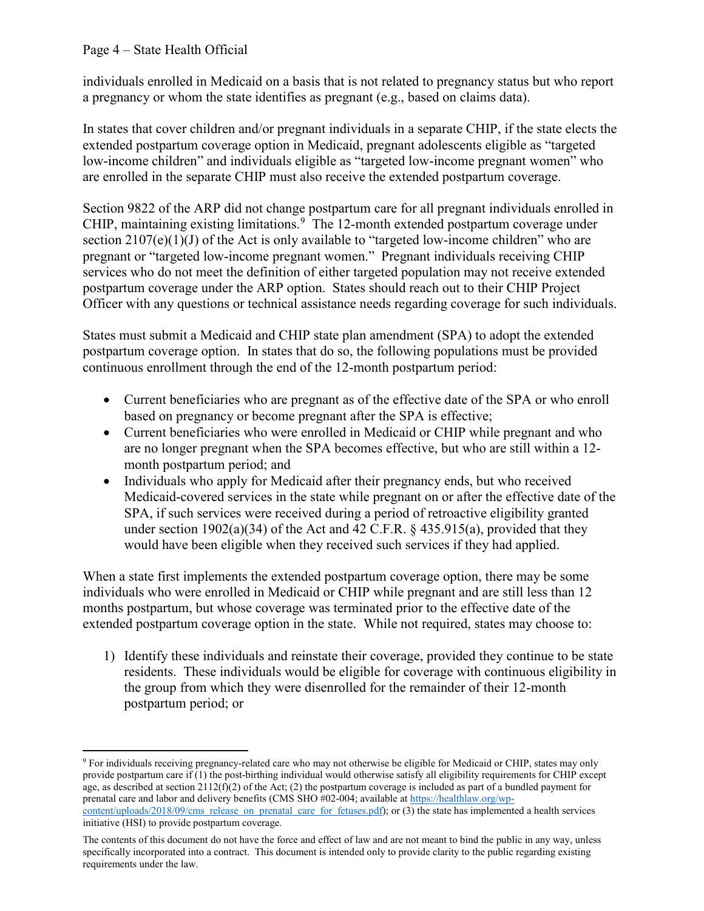individuals enrolled in Medicaid on a basis that is not related to pregnancy status but who report a pregnancy or whom the state identifies as pregnant (e.g., based on claims data).

In states that cover children and/or pregnant individuals in a separate CHIP, if the state elects the extended postpartum coverage option in Medicaid, pregnant adolescents eligible as "targeted low-income children" and individuals eligible as "targeted low-income pregnant women" who are enrolled in the separate CHIP must also receive the extended postpartum coverage.

Section 9822 of the ARP did not change postpartum care for all pregnant individuals enrolled in CHIP, maintaining existing limitations.[9] The 12-month extended postpartum coverage under section 2107(e)(1)(J) of the Act is only available to "targeted low-income children" who are pregnant or "targeted low-income pregnant women." Pregnant individuals receiving CHIP services who do not meet the definition of either targeted population may not receive extended postpartum coverage under the ARP option. States should reach out to their CHIP Project Officer with any questions or technical assistance needs regarding coverage for such individuals.

States must submit a Medicaid and CHIP state plan amendment (SPA) to adopt the extended postpartum coverage option. In states that do so, the following populations must be provided continuous enrollment through the end of the 12-month postpartum period:

- Current beneficiaries who are pregnant as of the effective date of the SPA or who enroll based on pregnancy or become pregnant after the SPA is effective;
- Current beneficiaries who were enrolled in Medicaid or CHIP while pregnant and who are no longer pregnant when the SPA becomes effective, but who are still within a 12-month postpartum period; and
- Individuals who apply for Medicaid after their pregnancy ends, but who received Medicaid-covered services in the state while pregnant on or after the effective date of the SPA, if such services were received during a period of retroactive eligibility granted under section 1902(a)(34) of the Act and 42 C.F.R. § 435.915(a), provided that they would have been eligible when they received such services if they had applied.

When a state first implements the extended postpartum coverage option, there may be some individuals who were enrolled in Medicaid or CHIP while pregnant and are still less than 12 months postpartum, but whose coverage was terminated prior to the effective date of the extended postpartum coverage option in the state. While not required, states may choose to:

1) Identify these individuals and reinstate their coverage, provided they continue to be state residents. These individuals would be eligible for coverage with continuous eligibility in the group from which they were disenrolled for the remainder of their 12-month postpartum period; or

---

[9] For individuals receiving pregnancy-related care who may not otherwise be eligible for Medicaid or CHIP, states may only provide postpartum care if (1) the post-birthing individual would otherwise satisfy all eligibility requirements for CHIP except age, as described at section 2112(f)(2) of the Act; (2) the postpartum coverage is included as part of a bundled payment for prenatal care and labor and delivery benefits (CMS SHO #02-004; available at https://healthlaw.org/wp-content/uploads/2018/09/cms_release_on_prenatal_care_for_fetuses.pdf); or (3) the state has implemented a health services initiative (HSI) to provide postpartum coverage.

The contents of this document do not have the force and effect of law and are not meant to bind the public in any way, unless specifically incorporated into a contract. This document is intended only to provide clarity to the public regarding existing requirements under the law.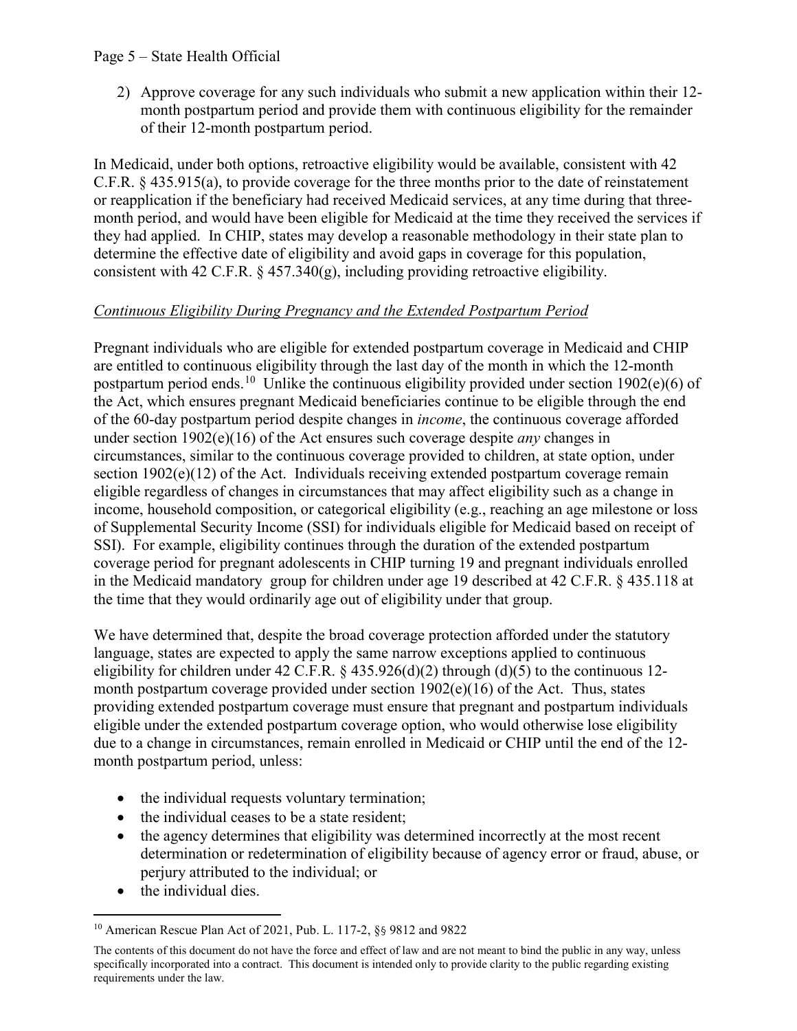2) Approve coverage for any such individuals who submit a new application within their 12-month postpartum period and provide them with continuous eligibility for the remainder of their 12-month postpartum period.

In Medicaid, under both options, retroactive eligibility would be available, consistent with 42 C.F.R. § 435.915(a), to provide coverage for the three months prior to the date of reinstatement or reapplication if the beneficiary had received Medicaid services, at any time during that three-month period, and would have been eligible for Medicaid at the time they received the services if they had applied. In CHIP, states may develop a reasonable methodology in their state plan to determine the effective date of eligibility and avoid gaps in coverage for this population, consistent with 42 C.F.R. § 457.340(g), including providing retroactive eligibility.

*Continuous Eligibility During Pregnancy and the Extended Postpartum Period*

Pregnant individuals who are eligible for extended postpartum coverage in Medicaid and CHIP are entitled to continuous eligibility through the last day of the month in which the 12-month postpartum period ends.[10] Unlike the continuous eligibility provided under section 1902(e)(6) of the Act, which ensures pregnant Medicaid beneficiaries continue to be eligible through the end of the 60-day postpartum period despite changes in *income*, the continuous coverage afforded under section 1902(e)(16) of the Act ensures such coverage despite *any* changes in circumstances, similar to the continuous coverage provided to children, at state option, under section 1902(e)(12) of the Act. Individuals receiving extended postpartum coverage remain eligible regardless of changes in circumstances that may affect eligibility such as a change in income, household composition, or categorical eligibility (e.g., reaching an age milestone or loss of Supplemental Security Income (SSI) for individuals eligible for Medicaid based on receipt of SSI). For example, eligibility continues through the duration of the extended postpartum coverage period for pregnant adolescents in CHIP turning 19 and pregnant individuals enrolled in the Medicaid mandatory group for children under age 19 described at 42 C.F.R. § 435.118 at the time that they would ordinarily age out of eligibility under that group.

We have determined that, despite the broad coverage protection afforded under the statutory language, states are expected to apply the same narrow exceptions applied to continuous eligibility for children under 42 C.F.R. § 435.926(d)(2) through (d)(5) to the continuous 12-month postpartum coverage provided under section 1902(e)(16) of the Act. Thus, states providing extended postpartum coverage must ensure that pregnant and postpartum individuals eligible under the extended postpartum coverage option, who would otherwise lose eligibility due to a change in circumstances, remain enrolled in Medicaid or CHIP until the end of the 12-month postpartum period, unless:

- the individual requests voluntary termination;
- the individual ceases to be a state resident;
- the agency determines that eligibility was determined incorrectly at the most recent determination or redetermination of eligibility because of agency error or fraud, abuse, or perjury attributed to the individual; or
- the individual dies.

[10] American Rescue Plan Act of 2021, Pub. L. 117-2, §§ 9812 and 9822

The contents of this document do not have the force and effect of law and are not meant to bind the public in any way, unless specifically incorporated into a contract. This document is intended only to provide clarity to the public regarding existing requirements under the law.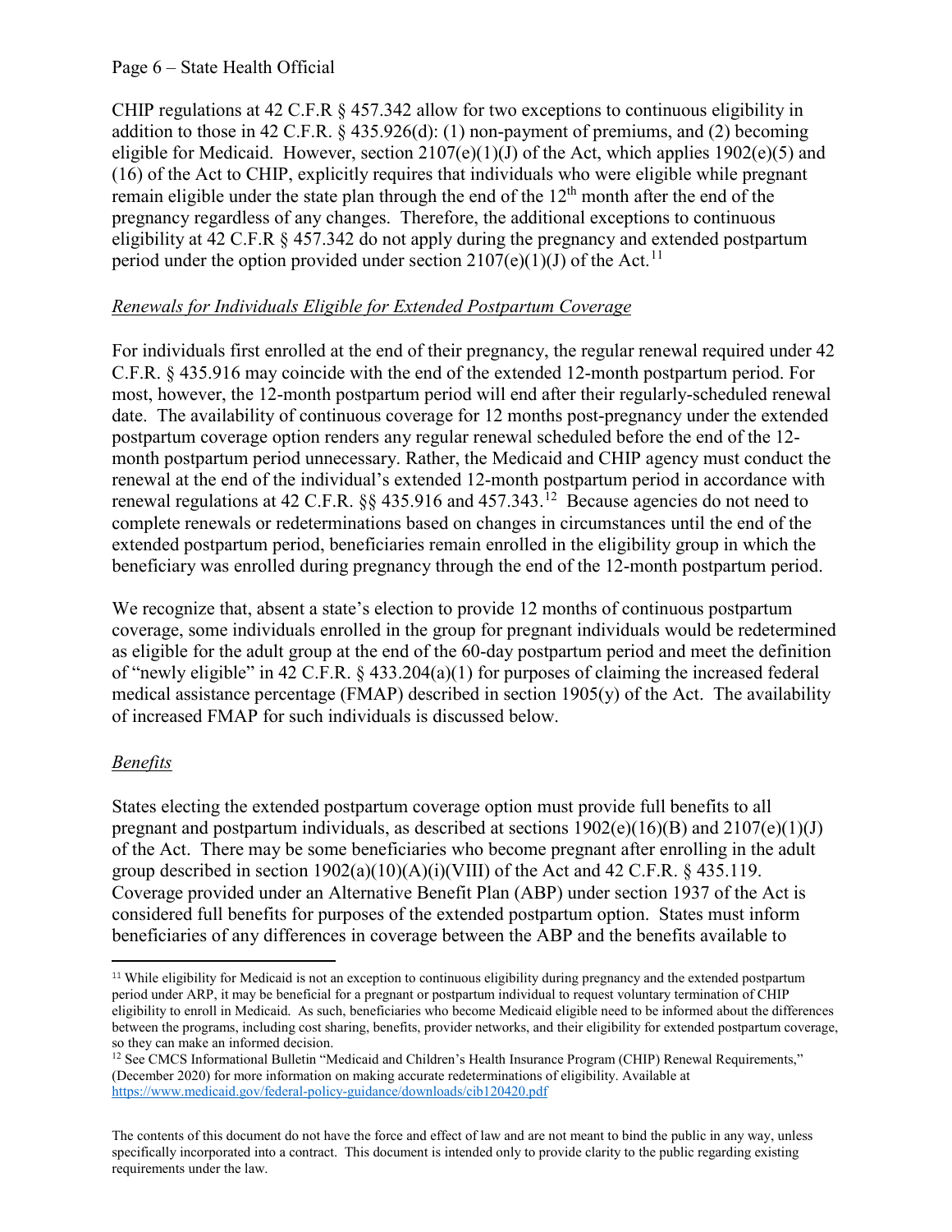CHIP regulations at 42 C.F.R § 457.342 allow for two exceptions to continuous eligibility in addition to those in 42 C.F.R. § 435.926(d): (1) non-payment of premiums, and (2) becoming eligible for Medicaid. However, section 2107(e)(1)(J) of the Act, which applies 1902(e)(5) and (16) of the Act to CHIP, explicitly requires that individuals who were eligible while pregnant remain eligible under the state plan through the end of the 12th month after the end of the pregnancy regardless of any changes. Therefore, the additional exceptions to continuous eligibility at 42 C.F.R § 457.342 do not apply during the pregnancy and extended postpartum period under the option provided under section 2107(e)(1)(J) of the Act.[11]

*Renewals for Individuals Eligible for Extended Postpartum Coverage*

For individuals first enrolled at the end of their pregnancy, the regular renewal required under 42 C.F.R. § 435.916 may coincide with the end of the extended 12-month postpartum period. For most, however, the 12-month postpartum period will end after their regularly-scheduled renewal date. The availability of continuous coverage for 12 months post-pregnancy under the extended postpartum coverage option renders any regular renewal scheduled before the end of the 12-month postpartum period unnecessary. Rather, the Medicaid and CHIP agency must conduct the renewal at the end of the individual's extended 12-month postpartum period in accordance with renewal regulations at 42 C.F.R. §§ 435.916 and 457.343.[12] Because agencies do not need to complete renewals or redeterminations based on changes in circumstances until the end of the extended postpartum period, beneficiaries remain enrolled in the eligibility group in which the beneficiary was enrolled during pregnancy through the end of the 12-month postpartum period.

We recognize that, absent a state's election to provide 12 months of continuous postpartum coverage, some individuals enrolled in the group for pregnant individuals would be redetermined as eligible for the adult group at the end of the 60-day postpartum period and meet the definition of "newly eligible" in 42 C.F.R. § 433.204(a)(1) for purposes of claiming the increased federal medical assistance percentage (FMAP) described in section 1905(y) of the Act. The availability of increased FMAP for such individuals is discussed below.

*Benefits*

States electing the extended postpartum coverage option must provide full benefits to all pregnant and postpartum individuals, as described at sections 1902(e)(16)(B) and 2107(e)(1)(J) of the Act. There may be some beneficiaries who become pregnant after enrolling in the adult group described in section 1902(a)(10)(A)(i)(VIII) of the Act and 42 C.F.R. § 435.119. Coverage provided under an Alternative Benefit Plan (ABP) under section 1937 of the Act is considered full benefits for purposes of the extended postpartum option. States must inform beneficiaries of any differences in coverage between the ABP and the benefits available to

---

[11] While eligibility for Medicaid is not an exception to continuous eligibility during pregnancy and the extended postpartum period under ARP, it may be beneficial for a pregnant or postpartum individual to request voluntary termination of CHIP eligibility to enroll in Medicaid. As such, beneficiaries who become Medicaid eligible need to be informed about the differences between the programs, including cost sharing, benefits, provider networks, and their eligibility for extended postpartum coverage, so they can make an informed decision.

[12] See CMCS Informational Bulletin "Medicaid and Children's Health Insurance Program (CHIP) Renewal Requirements," (December 2020) for more information on making accurate redeterminations of eligibility. Available at https://www.medicaid.gov/federal-policy-guidance/downloads/cib120420.pdf

The contents of this document do not have the force and effect of law and are not meant to bind the public in any way, unless specifically incorporated into a contract. This document is intended only to provide clarity to the public regarding existing requirements under the law.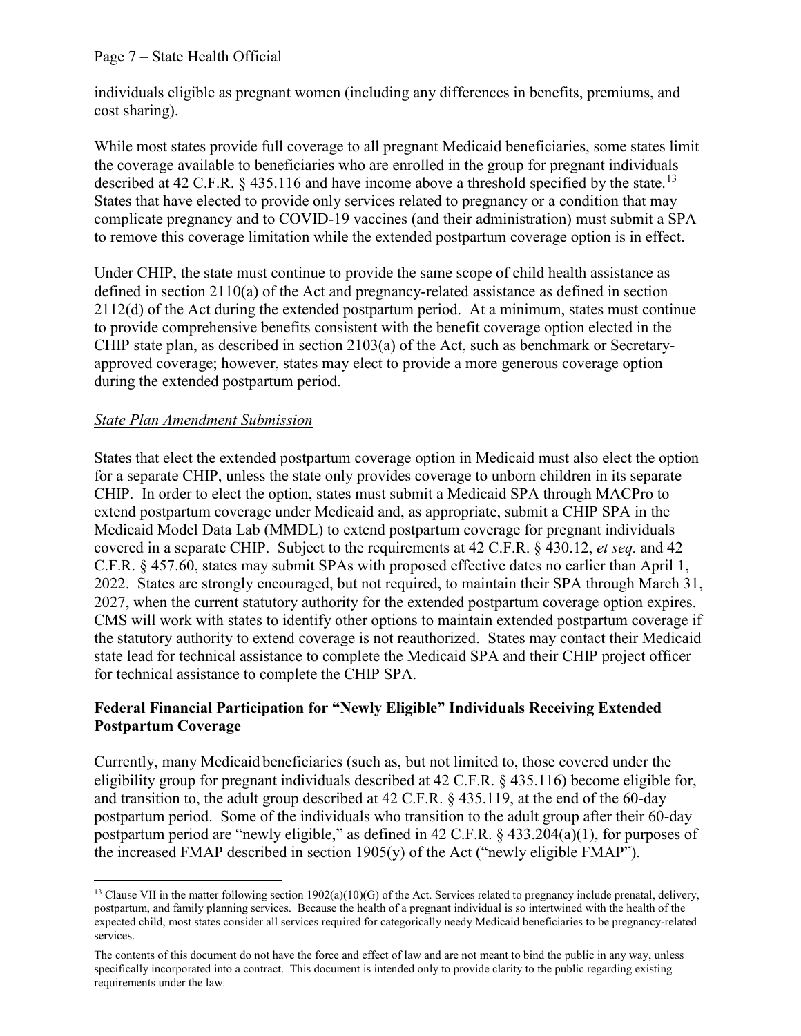individuals eligible as pregnant women (including any differences in benefits, premiums, and cost sharing).

While most states provide full coverage to all pregnant Medicaid beneficiaries, some states limit the coverage available to beneficiaries who are enrolled in the group for pregnant individuals described at 42 C.F.R. § 435.116 and have income above a threshold specified by the state.[13] States that have elected to provide only services related to pregnancy or a condition that may complicate pregnancy and to COVID-19 vaccines (and their administration) must submit a SPA to remove this coverage limitation while the extended postpartum coverage option is in effect.

Under CHIP, the state must continue to provide the same scope of child health assistance as defined in section 2110(a) of the Act and pregnancy-related assistance as defined in section 2112(d) of the Act during the extended postpartum period. At a minimum, states must continue to provide comprehensive benefits consistent with the benefit coverage option elected in the CHIP state plan, as described in section 2103(a) of the Act, such as benchmark or Secretary-approved coverage; however, states may elect to provide a more generous coverage option during the extended postpartum period.

*State Plan Amendment Submission*

States that elect the extended postpartum coverage option in Medicaid must also elect the option for a separate CHIP, unless the state only provides coverage to unborn children in its separate CHIP. In order to elect the option, states must submit a Medicaid SPA through MACPro to extend postpartum coverage under Medicaid and, as appropriate, submit a CHIP SPA in the Medicaid Model Data Lab (MMDL) to extend postpartum coverage for pregnant individuals covered in a separate CHIP. Subject to the requirements at 42 C.F.R. § 430.12, *et seq.* and 42 C.F.R. § 457.60, states may submit SPAs with proposed effective dates no earlier than April 1, 2022. States are strongly encouraged, but not required, to maintain their SPA through March 31, 2027, when the current statutory authority for the extended postpartum coverage option expires. CMS will work with states to identify other options to maintain extended postpartum coverage if the statutory authority to extend coverage is not reauthorized. States may contact their Medicaid state lead for technical assistance to complete the Medicaid SPA and their CHIP project officer for technical assistance to complete the CHIP SPA.

### Federal Financial Participation for "Newly Eligible" Individuals Receiving Extended Postpartum Coverage

Currently, many Medicaid beneficiaries (such as, but not limited to, those covered under the eligibility group for pregnant individuals described at 42 C.F.R. § 435.116) become eligible for, and transition to, the adult group described at 42 C.F.R. § 435.119, at the end of the 60-day postpartum period. Some of the individuals who transition to the adult group after their 60-day postpartum period are "newly eligible," as defined in 42 C.F.R. § 433.204(a)(1), for purposes of the increased FMAP described in section 1905(y) of the Act ("newly eligible FMAP").

---

[13] Clause VII in the matter following section 1902(a)(10)(G) of the Act. Services related to pregnancy include prenatal, delivery, postpartum, and family planning services. Because the health of a pregnant individual is so intertwined with the health of the expected child, most states consider all services required for categorically needy Medicaid beneficiaries to be pregnancy-related services.

The contents of this document do not have the force and effect of law and are not meant to bind the public in any way, unless specifically incorporated into a contract. This document is intended only to provide clarity to the public regarding existing requirements under the law.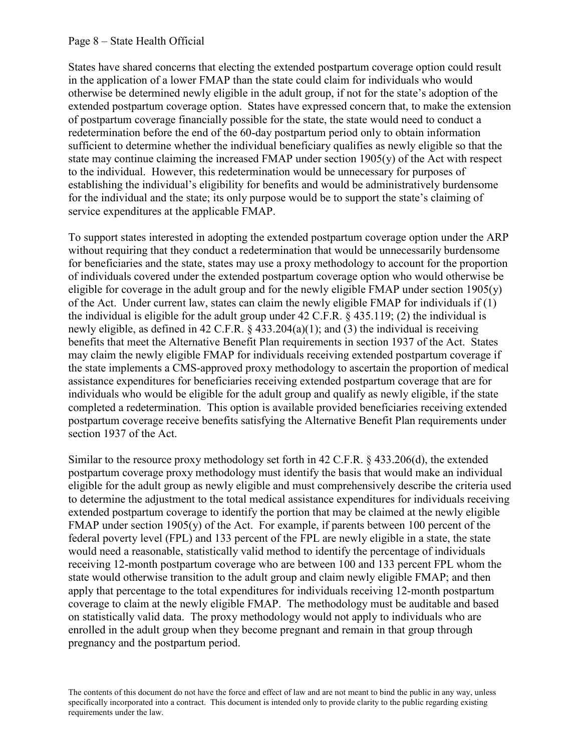States have shared concerns that electing the extended postpartum coverage option could result in the application of a lower FMAP than the state could claim for individuals who would otherwise be determined newly eligible in the adult group, if not for the state's adoption of the extended postpartum coverage option. States have expressed concern that, to make the extension of postpartum coverage financially possible for the state, the state would need to conduct a redetermination before the end of the 60-day postpartum period only to obtain information sufficient to determine whether the individual beneficiary qualifies as newly eligible so that the state may continue claiming the increased FMAP under section 1905(y) of the Act with respect to the individual. However, this redetermination would be unnecessary for purposes of establishing the individual's eligibility for benefits and would be administratively burdensome for the individual and the state; its only purpose would be to support the state's claiming of service expenditures at the applicable FMAP.

To support states interested in adopting the extended postpartum coverage option under the ARP without requiring that they conduct a redetermination that would be unnecessarily burdensome for beneficiaries and the state, states may use a proxy methodology to account for the proportion of individuals covered under the extended postpartum coverage option who would otherwise be eligible for coverage in the adult group and for the newly eligible FMAP under section 1905(y) of the Act. Under current law, states can claim the newly eligible FMAP for individuals if (1) the individual is eligible for the adult group under 42 C.F.R. § 435.119; (2) the individual is newly eligible, as defined in 42 C.F.R. § 433.204(a)(1); and (3) the individual is receiving benefits that meet the Alternative Benefit Plan requirements in section 1937 of the Act. States may claim the newly eligible FMAP for individuals receiving extended postpartum coverage if the state implements a CMS-approved proxy methodology to ascertain the proportion of medical assistance expenditures for beneficiaries receiving extended postpartum coverage that are for individuals who would be eligible for the adult group and qualify as newly eligible, if the state completed a redetermination. This option is available provided beneficiaries receiving extended postpartum coverage receive benefits satisfying the Alternative Benefit Plan requirements under section 1937 of the Act.

Similar to the resource proxy methodology set forth in 42 C.F.R. § 433.206(d), the extended postpartum coverage proxy methodology must identify the basis that would make an individual eligible for the adult group as newly eligible and must comprehensively describe the criteria used to determine the adjustment to the total medical assistance expenditures for individuals receiving extended postpartum coverage to identify the portion that may be claimed at the newly eligible FMAP under section 1905(y) of the Act. For example, if parents between 100 percent of the federal poverty level (FPL) and 133 percent of the FPL are newly eligible in a state, the state would need a reasonable, statistically valid method to identify the percentage of individuals receiving 12-month postpartum coverage who are between 100 and 133 percent FPL whom the state would otherwise transition to the adult group and claim newly eligible FMAP; and then apply that percentage to the total expenditures for individuals receiving 12-month postpartum coverage to claim at the newly eligible FMAP. The methodology must be auditable and based on statistically valid data. The proxy methodology would not apply to individuals who are enrolled in the adult group when they become pregnant and remain in that group through pregnancy and the postpartum period.

The contents of this document do not have the force and effect of law and are not meant to bind the public in any way, unless specifically incorporated into a contract. This document is intended only to provide clarity to the public regarding existing requirements under the law.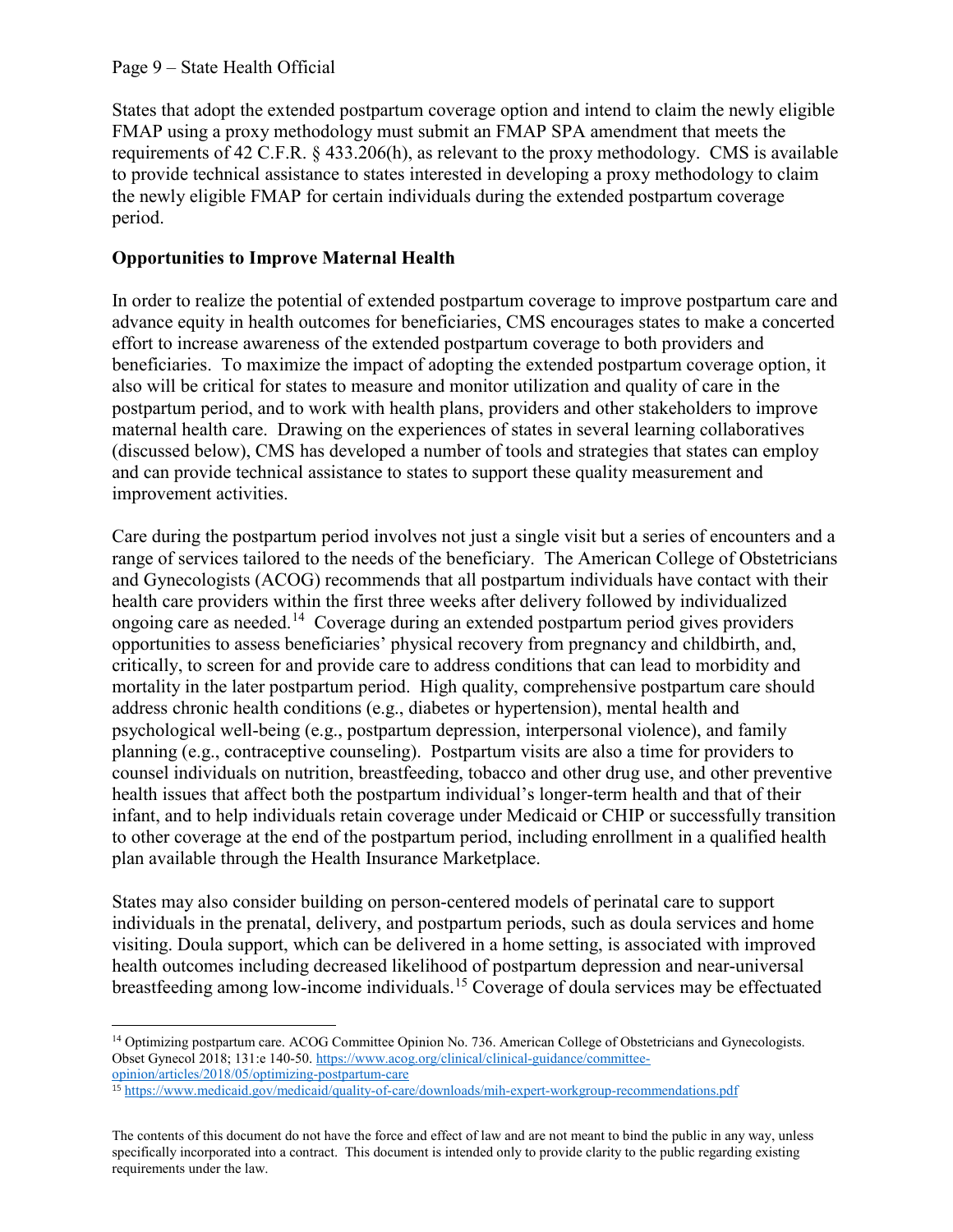States that adopt the extended postpartum coverage option and intend to claim the newly eligible FMAP using a proxy methodology must submit an FMAP SPA amendment that meets the requirements of 42 C.F.R. § 433.206(h), as relevant to the proxy methodology. CMS is available to provide technical assistance to states interested in developing a proxy methodology to claim the newly eligible FMAP for certain individuals during the extended postpartum coverage period.

**Opportunities to Improve Maternal Health**

In order to realize the potential of extended postpartum coverage to improve postpartum care and advance equity in health outcomes for beneficiaries, CMS encourages states to make a concerted effort to increase awareness of the extended postpartum coverage to both providers and beneficiaries. To maximize the impact of adopting the extended postpartum coverage option, it also will be critical for states to measure and monitor utilization and quality of care in the postpartum period, and to work with health plans, providers and other stakeholders to improve maternal health care. Drawing on the experiences of states in several learning collaboratives (discussed below), CMS has developed a number of tools and strategies that states can employ and can provide technical assistance to states to support these quality measurement and improvement activities.

Care during the postpartum period involves not just a single visit but a series of encounters and a range of services tailored to the needs of the beneficiary. The American College of Obstetricians and Gynecologists (ACOG) recommends that all postpartum individuals have contact with their health care providers within the first three weeks after delivery followed by individualized ongoing care as needed.[14] Coverage during an extended postpartum period gives providers opportunities to assess beneficiaries' physical recovery from pregnancy and childbirth, and, critically, to screen for and provide care to address conditions that can lead to morbidity and mortality in the later postpartum period. High quality, comprehensive postpartum care should address chronic health conditions (e.g., diabetes or hypertension), mental health and psychological well-being (e.g., postpartum depression, interpersonal violence), and family planning (e.g., contraceptive counseling). Postpartum visits are also a time for providers to counsel individuals on nutrition, breastfeeding, tobacco and other drug use, and other preventive health issues that affect both the postpartum individual's longer-term health and that of their infant, and to help individuals retain coverage under Medicaid or CHIP or successfully transition to other coverage at the end of the postpartum period, including enrollment in a qualified health plan available through the Health Insurance Marketplace.

States may also consider building on person-centered models of perinatal care to support individuals in the prenatal, delivery, and postpartum periods, such as doula services and home visiting. Doula support, which can be delivered in a home setting, is associated with improved health outcomes including decreased likelihood of postpartum depression and near-universal breastfeeding among low-income individuals.[15] Coverage of doula services may be effectuated

---

[14] Optimizing postpartum care. ACOG Committee Opinion No. 736. American College of Obstetricians and Gynecologists. Obset Gynecol 2018; 131:e 140-50. https://www.acog.org/clinical/clinical-guidance/committee-opinion/articles/2018/05/optimizing-postpartum-care

[15] https://www.medicaid.gov/medicaid/quality-of-care/downloads/mih-expert-workgroup-recommendations.pdf

The contents of this document do not have the force and effect of law and are not meant to bind the public in any way, unless specifically incorporated into a contract. This document is intended only to provide clarity to the public regarding existing requirements under the law.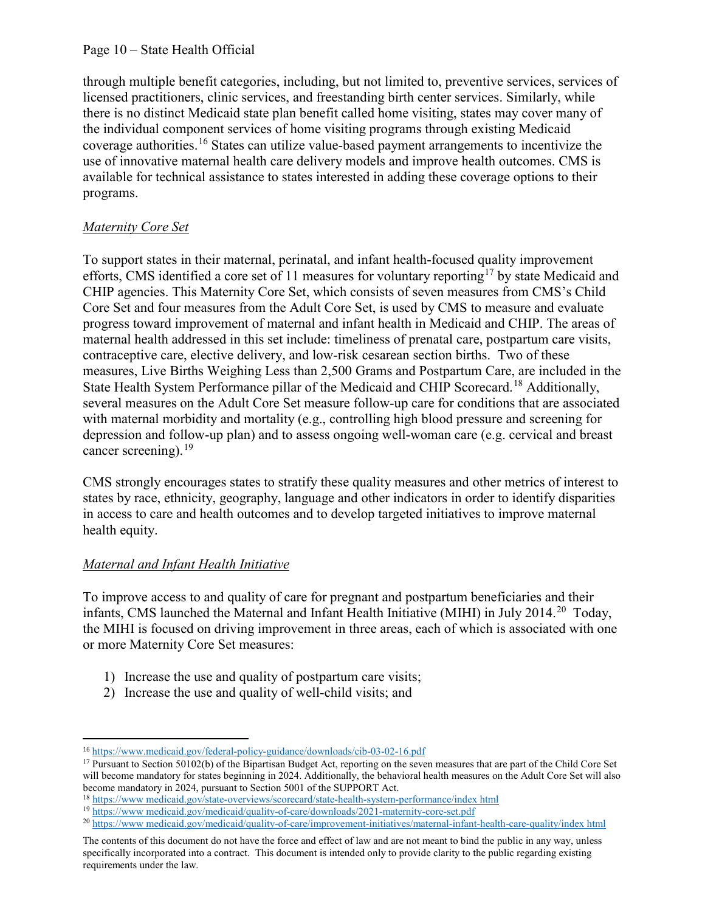through multiple benefit categories, including, but not limited to, preventive services, services of licensed practitioners, clinic services, and freestanding birth center services. Similarly, while there is no distinct Medicaid state plan benefit called home visiting, states may cover many of the individual component services of home visiting programs through existing Medicaid coverage authorities.[16] States can utilize value-based payment arrangements to incentivize the use of innovative maternal health care delivery models and improve health outcomes. CMS is available for technical assistance to states interested in adding these coverage options to their programs.

*Maternity Core Set*

To support states in their maternal, perinatal, and infant health-focused quality improvement efforts, CMS identified a core set of 11 measures for voluntary reporting[17] by state Medicaid and CHIP agencies. This Maternity Core Set, which consists of seven measures from CMS's Child Core Set and four measures from the Adult Core Set, is used by CMS to measure and evaluate progress toward improvement of maternal and infant health in Medicaid and CHIP. The areas of maternal health addressed in this set include: timeliness of prenatal care, postpartum care visits, contraceptive care, elective delivery, and low-risk cesarean section births. Two of these measures, Live Births Weighing Less than 2,500 Grams and Postpartum Care, are included in the State Health System Performance pillar of the Medicaid and CHIP Scorecard.[18] Additionally, several measures on the Adult Core Set measure follow-up care for conditions that are associated with maternal morbidity and mortality (e.g., controlling high blood pressure and screening for depression and follow-up plan) and to assess ongoing well-woman care (e.g. cervical and breast cancer screening).[19]

CMS strongly encourages states to stratify these quality measures and other metrics of interest to states by race, ethnicity, geography, language and other indicators in order to identify disparities in access to care and health outcomes and to develop targeted initiatives to improve maternal health equity.

*Maternal and Infant Health Initiative*

To improve access to and quality of care for pregnant and postpartum beneficiaries and their infants, CMS launched the Maternal and Infant Health Initiative (MIHI) in July 2014.[20] Today, the MIHI is focused on driving improvement in three areas, each of which is associated with one or more Maternity Core Set measures:

1) Increase the use and quality of postpartum care visits;
2) Increase the use and quality of well-child visits; and

---

[16] https://www.medicaid.gov/federal-policy-guidance/downloads/cib-03-02-16.pdf

[17] Pursuant to Section 50102(b) of the Bipartisan Budget Act, reporting on the seven measures that are part of the Child Core Set will become mandatory for states beginning in 2024. Additionally, the behavioral health measures on the Adult Core Set will also become mandatory in 2024, pursuant to Section 5001 of the SUPPORT Act.

[18] https://www medicaid.gov/state-overviews/scorecard/state-health-system-performance/index html

[19] https://www medicaid.gov/medicaid/quality-of-care/downloads/2021-maternity-core-set.pdf

[20] https://www medicaid.gov/medicaid/quality-of-care/improvement-initiatives/maternal-infant-health-care-quality/index html

The contents of this document do not have the force and effect of law and are not meant to bind the public in any way, unless specifically incorporated into a contract. This document is intended only to provide clarity to the public regarding existing requirements under the law.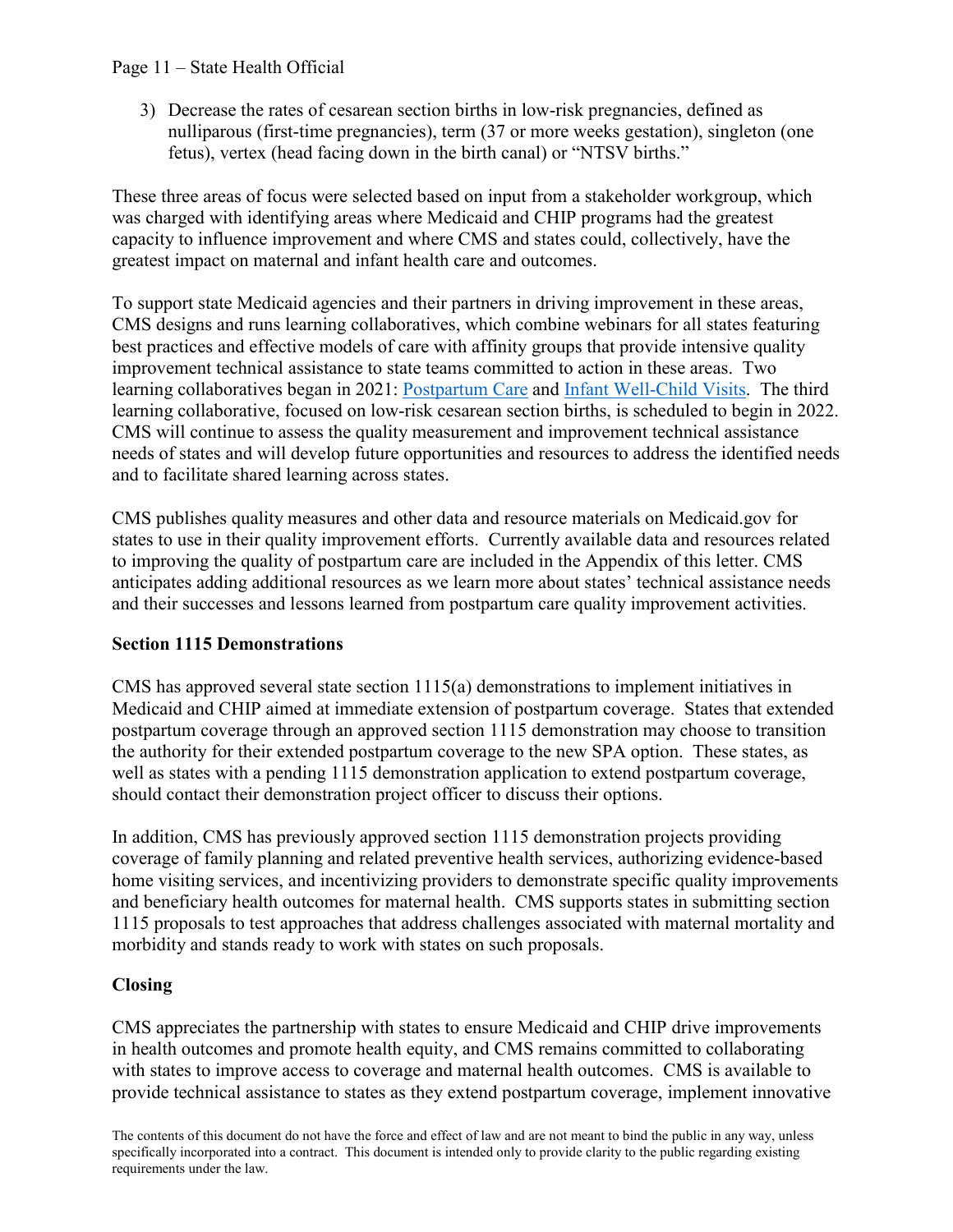3) Decrease the rates of cesarean section births in low-risk pregnancies, defined as nulliparous (first-time pregnancies), term (37 or more weeks gestation), singleton (one fetus), vertex (head facing down in the birth canal) or "NTSV births."

These three areas of focus were selected based on input from a stakeholder workgroup, which was charged with identifying areas where Medicaid and CHIP programs had the greatest capacity to influence improvement and where CMS and states could, collectively, have the greatest impact on maternal and infant health care and outcomes.

To support state Medicaid agencies and their partners in driving improvement in these areas, CMS designs and runs learning collaboratives, which combine webinars for all states featuring best practices and effective models of care with affinity groups that provide intensive quality improvement technical assistance to state teams committed to action in these areas. Two learning collaboratives began in 2021: Postpartum Care and Infant Well-Child Visits. The third learning collaborative, focused on low-risk cesarean section births, is scheduled to begin in 2022. CMS will continue to assess the quality measurement and improvement technical assistance needs of states and will develop future opportunities and resources to address the identified needs and to facilitate shared learning across states.

CMS publishes quality measures and other data and resource materials on Medicaid.gov for states to use in their quality improvement efforts. Currently available data and resources related to improving the quality of postpartum care are included in the Appendix of this letter. CMS anticipates adding additional resources as we learn more about states' technical assistance needs and their successes and lessons learned from postpartum care quality improvement activities.

## Section 1115 Demonstrations

CMS has approved several state section 1115(a) demonstrations to implement initiatives in Medicaid and CHIP aimed at immediate extension of postpartum coverage. States that extended postpartum coverage through an approved section 1115 demonstration may choose to transition the authority for their extended postpartum coverage to the new SPA option. These states, as well as states with a pending 1115 demonstration application to extend postpartum coverage, should contact their demonstration project officer to discuss their options.

In addition, CMS has previously approved section 1115 demonstration projects providing coverage of family planning and related preventive health services, authorizing evidence-based home visiting services, and incentivizing providers to demonstrate specific quality improvements and beneficiary health outcomes for maternal health. CMS supports states in submitting section 1115 proposals to test approaches that address challenges associated with maternal mortality and morbidity and stands ready to work with states on such proposals.

## Closing

CMS appreciates the partnership with states to ensure Medicaid and CHIP drive improvements in health outcomes and promote health equity, and CMS remains committed to collaborating with states to improve access to coverage and maternal health outcomes. CMS is available to provide technical assistance to states as they extend postpartum coverage, implement innovative

The contents of this document do not have the force and effect of law and are not meant to bind the public in any way, unless specifically incorporated into a contract. This document is intended only to provide clarity to the public regarding existing requirements under the law.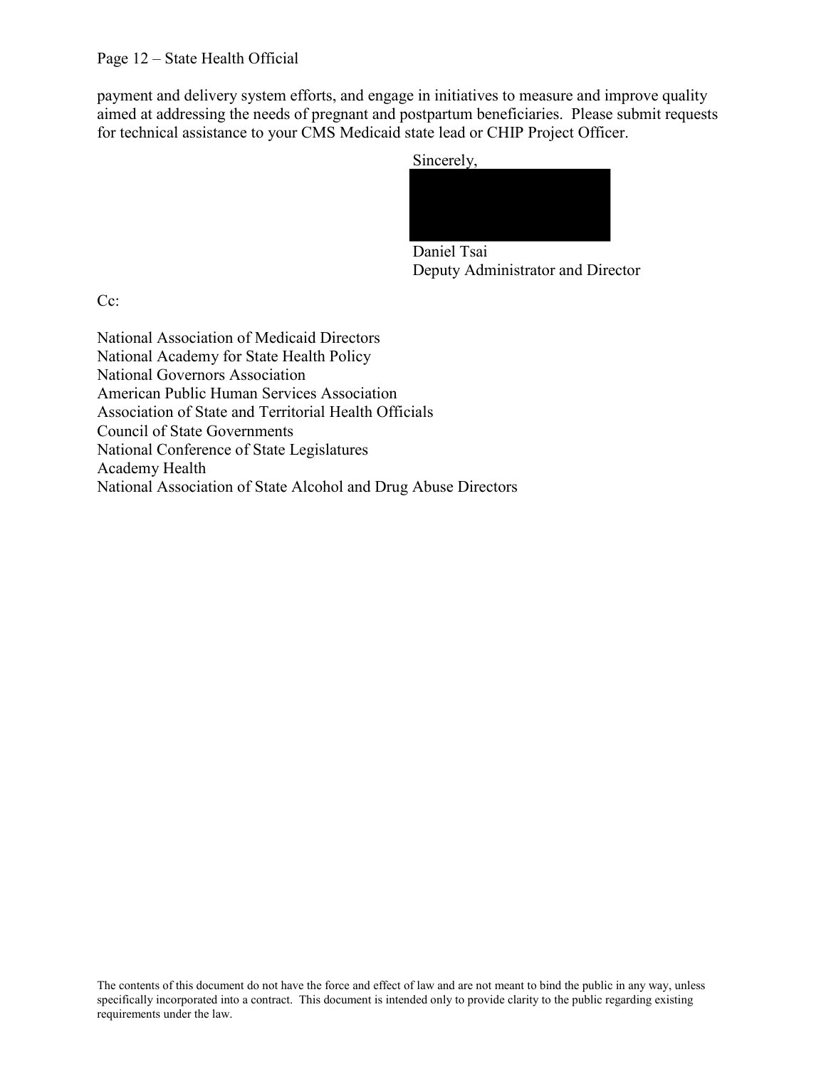payment and delivery system efforts, and engage in initiatives to measure and improve quality aimed at addressing the needs of pregnant and postpartum beneficiaries. Please submit requests for technical assistance to your CMS Medicaid state lead or CHIP Project Officer.

Sincerely,

Daniel Tsai
Deputy Administrator and Director

Cc:

National Association of Medicaid Directors
National Academy for State Health Policy
National Governors Association
American Public Human Services Association
Association of State and Territorial Health Officials
Council of State Governments
National Conference of State Legislatures
Academy Health
National Association of State Alcohol and Drug Abuse Directors

The contents of this document do not have the force and effect of law and are not meant to bind the public in any way, unless specifically incorporated into a contract. This document is intended only to provide clarity to the public regarding existing requirements under the law.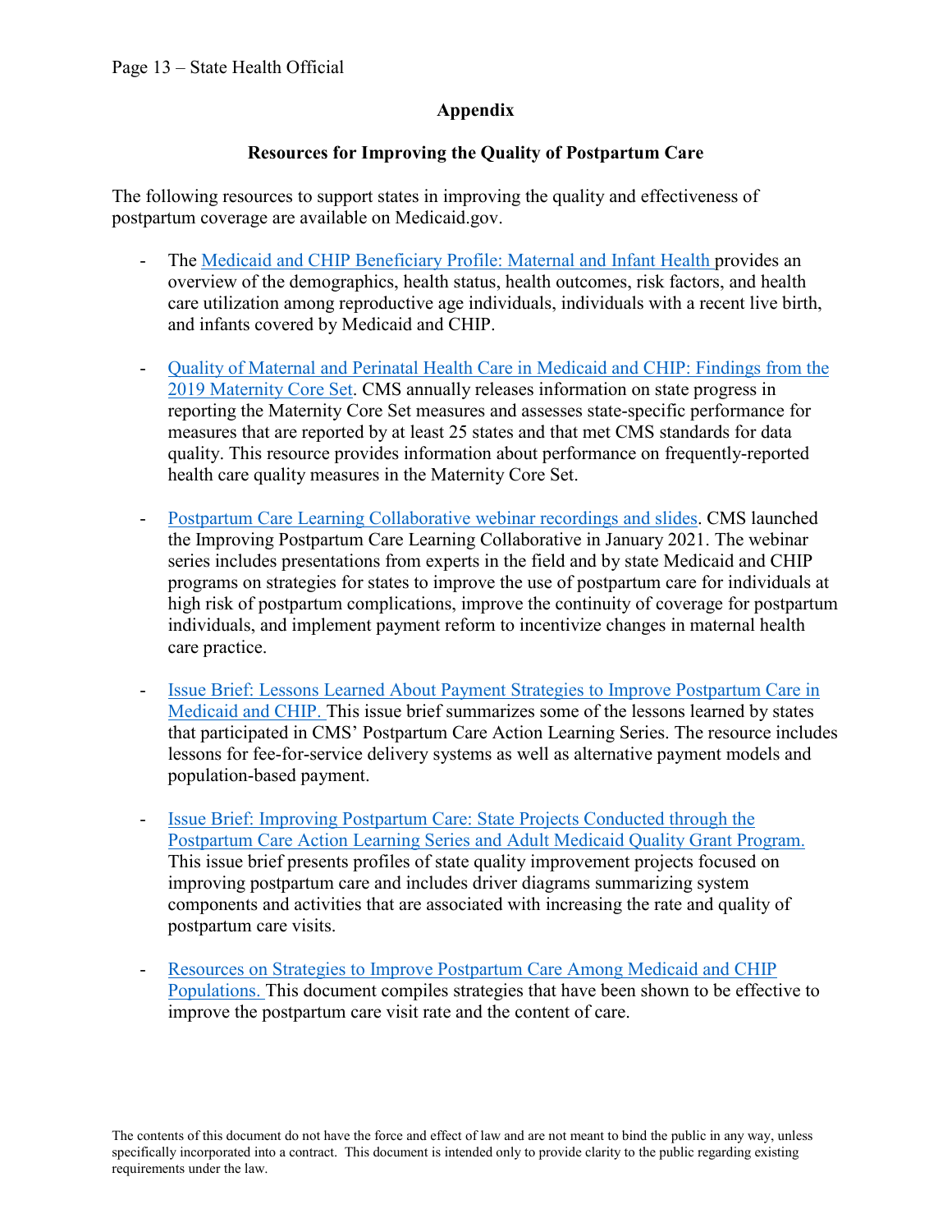## Appendix

### Resources for Improving the Quality of Postpartum Care

The following resources to support states in improving the quality and effectiveness of postpartum coverage are available on Medicaid.gov.

- The Medicaid and CHIP Beneficiary Profile: Maternal and Infant Health provides an overview of the demographics, health status, health outcomes, risk factors, and health care utilization among reproductive age individuals, individuals with a recent live birth, and infants covered by Medicaid and CHIP.

- Quality of Maternal and Perinatal Health Care in Medicaid and CHIP: Findings from the 2019 Maternity Core Set. CMS annually releases information on state progress in reporting the Maternity Core Set measures and assesses state-specific performance for measures that are reported by at least 25 states and that met CMS standards for data quality. This resource provides information about performance on frequently-reported health care quality measures in the Maternity Core Set.

- Postpartum Care Learning Collaborative webinar recordings and slides. CMS launched the Improving Postpartum Care Learning Collaborative in January 2021. The webinar series includes presentations from experts in the field and by state Medicaid and CHIP programs on strategies for states to improve the use of postpartum care for individuals at high risk of postpartum complications, improve the continuity of coverage for postpartum individuals, and implement payment reform to incentivize changes in maternal health care practice.

- Issue Brief: Lessons Learned About Payment Strategies to Improve Postpartum Care in Medicaid and CHIP. This issue brief summarizes some of the lessons learned by states that participated in CMS' Postpartum Care Action Learning Series. The resource includes lessons for fee-for-service delivery systems as well as alternative payment models and population-based payment.

- Issue Brief: Improving Postpartum Care: State Projects Conducted through the Postpartum Care Action Learning Series and Adult Medicaid Quality Grant Program. This issue brief presents profiles of state quality improvement projects focused on improving postpartum care and includes driver diagrams summarizing system components and activities that are associated with increasing the rate and quality of postpartum care visits.

- Resources on Strategies to Improve Postpartum Care Among Medicaid and CHIP Populations. This document compiles strategies that have been shown to be effective to improve the postpartum care visit rate and the content of care.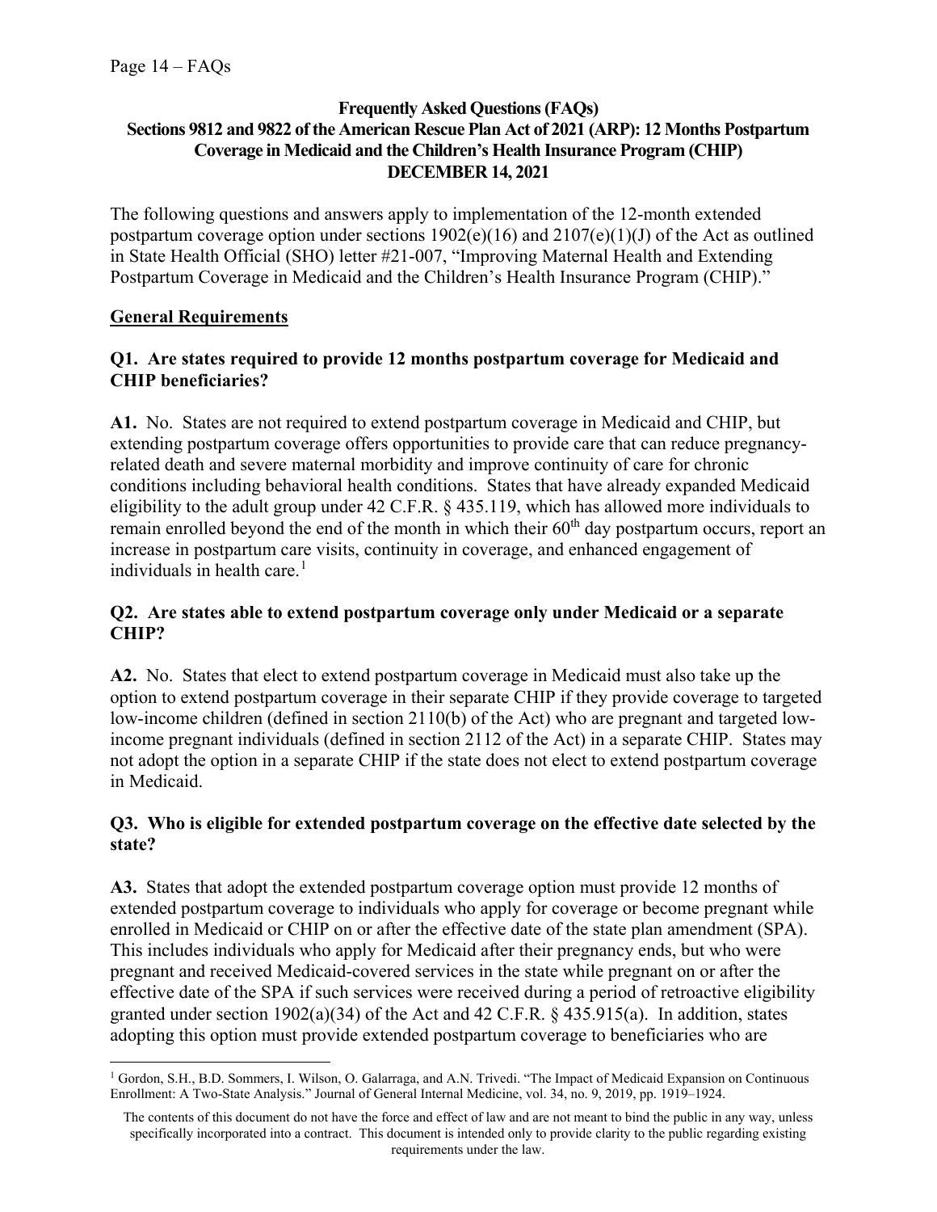**Frequently Asked Questions (FAQs)**
**Sections 9812 and 9822 of the American Rescue Plan Act of 2021 (ARP): 12 Months Postpartum Coverage in Medicaid and the Children's Health Insurance Program (CHIP)**
**DECEMBER 14, 2021**

The following questions and answers apply to implementation of the 12-month extended postpartum coverage option under sections 1902(e)(16) and 2107(e)(1)(J) of the Act as outlined in State Health Official (SHO) letter #21-007, "Improving Maternal Health and Extending Postpartum Coverage in Medicaid and the Children's Health Insurance Program (CHIP)."

## General Requirements

### Q1. Are states required to provide 12 months postpartum coverage for Medicaid and CHIP beneficiaries?

**A1.** No. States are not required to extend postpartum coverage in Medicaid and CHIP, but extending postpartum coverage offers opportunities to provide care that can reduce pregnancy-related death and severe maternal morbidity and improve continuity of care for chronic conditions including behavioral health conditions. States that have already expanded Medicaid eligibility to the adult group under 42 C.F.R. § 435.119, which has allowed more individuals to remain enrolled beyond the end of the month in which their 60th day postpartum occurs, report an increase in postpartum care visits, continuity in coverage, and enhanced engagement of individuals in health care.[1]

### Q2. Are states able to extend postpartum coverage only under Medicaid or a separate CHIP?

**A2.** No. States that elect to extend postpartum coverage in Medicaid must also take up the option to extend postpartum coverage in their separate CHIP if they provide coverage to targeted low-income children (defined in section 2110(b) of the Act) who are pregnant and targeted low-income pregnant individuals (defined in section 2112 of the Act) in a separate CHIP. States may not adopt the option in a separate CHIP if the state does not elect to extend postpartum coverage in Medicaid.

### Q3. Who is eligible for extended postpartum coverage on the effective date selected by the state?

**A3.** States that adopt the extended postpartum coverage option must provide 12 months of extended postpartum coverage to individuals who apply for coverage or become pregnant while enrolled in Medicaid or CHIP on or after the effective date of the state plan amendment (SPA). This includes individuals who apply for Medicaid after their pregnancy ends, but who were pregnant and received Medicaid-covered services in the state while pregnant on or after the effective date of the SPA if such services were received during a period of retroactive eligibility granted under section 1902(a)(34) of the Act and 42 C.F.R. § 435.915(a). In addition, states adopting this option must provide extended postpartum coverage to beneficiaries who are

[1] Gordon, S.H., B.D. Sommers, I. Wilson, O. Galarraga, and A.N. Trivedi. "The Impact of Medicaid Expansion on Continuous Enrollment: A Two-State Analysis." Journal of General Internal Medicine, vol. 34, no. 9, 2019, pp. 1919–1924.

The contents of this document do not have the force and effect of law and are not meant to bind the public in any way, unless specifically incorporated into a contract. This document is intended only to provide clarity to the public regarding existing requirements under the law.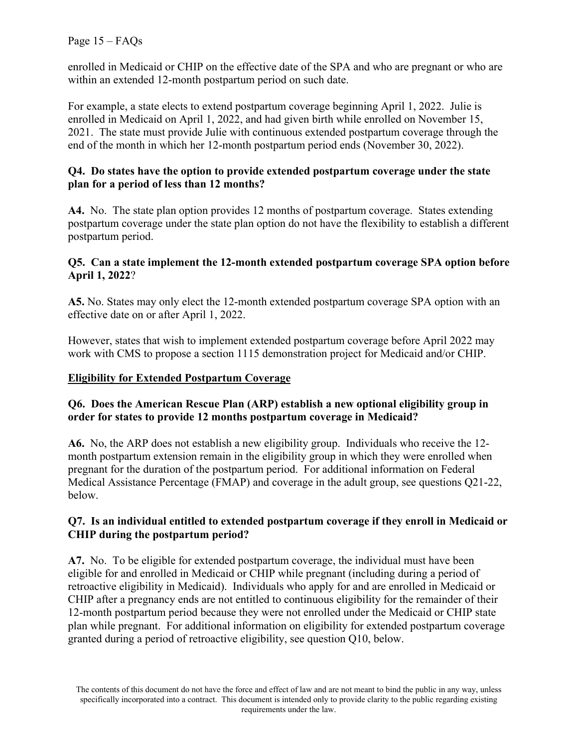enrolled in Medicaid or CHIP on the effective date of the SPA and who are pregnant or who are within an extended 12-month postpartum period on such date.

For example, a state elects to extend postpartum coverage beginning April 1, 2022. Julie is enrolled in Medicaid on April 1, 2022, and had given birth while enrolled on November 15, 2021. The state must provide Julie with continuous extended postpartum coverage through the end of the month in which her 12-month postpartum period ends (November 30, 2022).

**Q4. Do states have the option to provide extended postpartum coverage under the state plan for a period of less than 12 months?**

**A4.** No. The state plan option provides 12 months of postpartum coverage. States extending postpartum coverage under the state plan option do not have the flexibility to establish a different postpartum period.

**Q5. Can a state implement the 12-month extended postpartum coverage SPA option before April 1, 2022**?

**A5.** No. States may only elect the 12-month extended postpartum coverage SPA option with an effective date on or after April 1, 2022.

However, states that wish to implement extended postpartum coverage before April 2022 may work with CMS to propose a section 1115 demonstration project for Medicaid and/or CHIP.

**Eligibility for Extended Postpartum Coverage**

**Q6. Does the American Rescue Plan (ARP) establish a new optional eligibility group in order for states to provide 12 months postpartum coverage in Medicaid?**

**A6.** No, the ARP does not establish a new eligibility group. Individuals who receive the 12-month postpartum extension remain in the eligibility group in which they were enrolled when pregnant for the duration of the postpartum period. For additional information on Federal Medical Assistance Percentage (FMAP) and coverage in the adult group, see questions Q21-22, below.

**Q7. Is an individual entitled to extended postpartum coverage if they enroll in Medicaid or CHIP during the postpartum period?**

**A7.** No. To be eligible for extended postpartum coverage, the individual must have been eligible for and enrolled in Medicaid or CHIP while pregnant (including during a period of retroactive eligibility in Medicaid). Individuals who apply for and are enrolled in Medicaid or CHIP after a pregnancy ends are not entitled to continuous eligibility for the remainder of their 12-month postpartum period because they were not enrolled under the Medicaid or CHIP state plan while pregnant. For additional information on eligibility for extended postpartum coverage granted during a period of retroactive eligibility, see question Q10, below.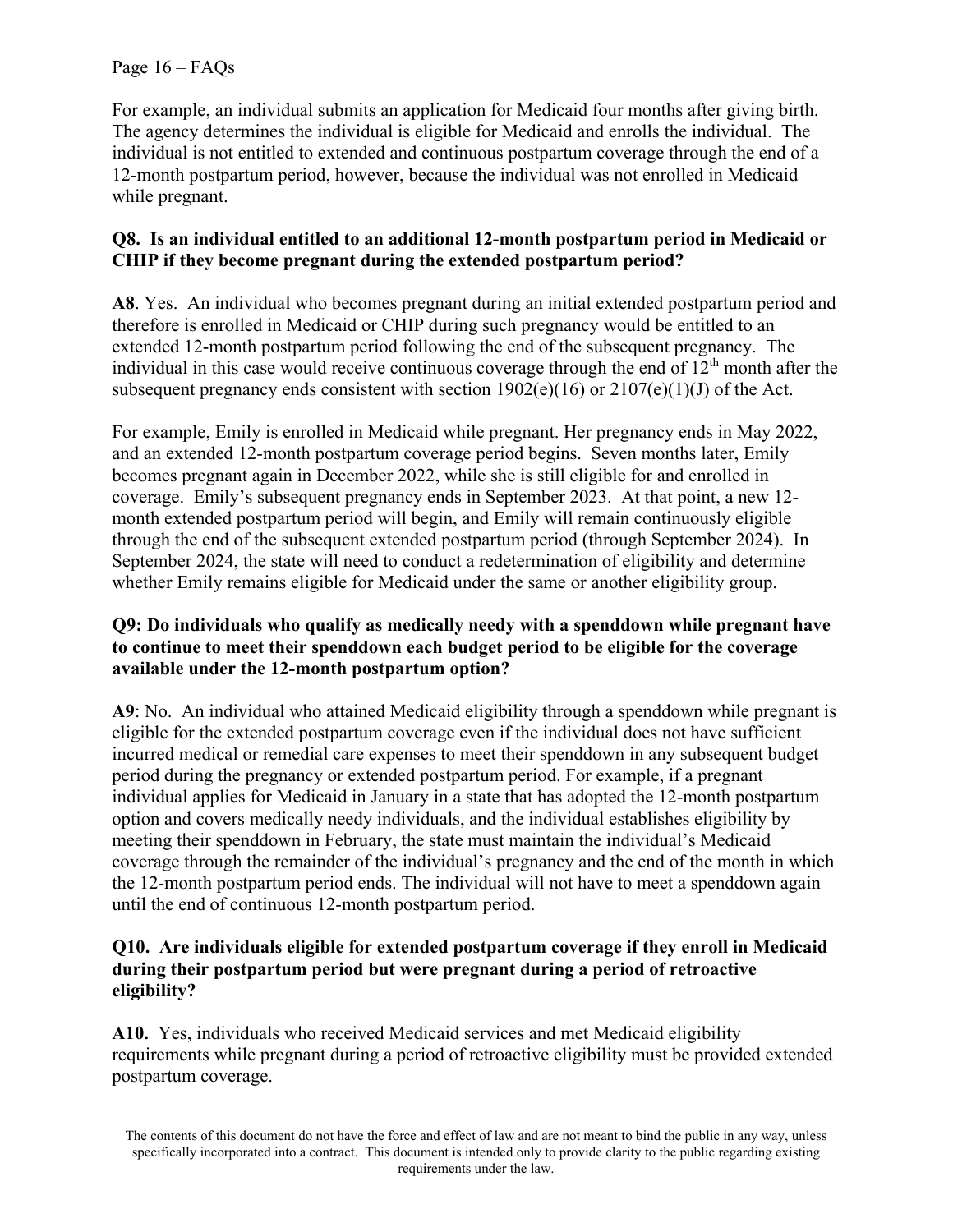For example, an individual submits an application for Medicaid four months after giving birth. The agency determines the individual is eligible for Medicaid and enrolls the individual. The individual is not entitled to extended and continuous postpartum coverage through the end of a 12-month postpartum period, however, because the individual was not enrolled in Medicaid while pregnant.

**Q8. Is an individual entitled to an additional 12-month postpartum period in Medicaid or CHIP if they become pregnant during the extended postpartum period?**

**A8**. Yes. An individual who becomes pregnant during an initial extended postpartum period and therefore is enrolled in Medicaid or CHIP during such pregnancy would be entitled to an extended 12-month postpartum period following the end of the subsequent pregnancy. The individual in this case would receive continuous coverage through the end of 12th month after the subsequent pregnancy ends consistent with section 1902(e)(16) or 2107(e)(1)(J) of the Act.

For example, Emily is enrolled in Medicaid while pregnant. Her pregnancy ends in May 2022, and an extended 12-month postpartum coverage period begins. Seven months later, Emily becomes pregnant again in December 2022, while she is still eligible for and enrolled in coverage. Emily's subsequent pregnancy ends in September 2023. At that point, a new 12-month extended postpartum period will begin, and Emily will remain continuously eligible through the end of the subsequent extended postpartum period (through September 2024). In September 2024, the state will need to conduct a redetermination of eligibility and determine whether Emily remains eligible for Medicaid under the same or another eligibility group.

**Q9: Do individuals who qualify as medically needy with a spenddown while pregnant have to continue to meet their spenddown each budget period to be eligible for the coverage available under the 12-month postpartum option?**

**A9**: No. An individual who attained Medicaid eligibility through a spenddown while pregnant is eligible for the extended postpartum coverage even if the individual does not have sufficient incurred medical or remedial care expenses to meet their spenddown in any subsequent budget period during the pregnancy or extended postpartum period. For example, if a pregnant individual applies for Medicaid in January in a state that has adopted the 12-month postpartum option and covers medically needy individuals, and the individual establishes eligibility by meeting their spenddown in February, the state must maintain the individual's Medicaid coverage through the remainder of the individual's pregnancy and the end of the month in which the 12-month postpartum period ends. The individual will not have to meet a spenddown again until the end of continuous 12-month postpartum period.

**Q10. Are individuals eligible for extended postpartum coverage if they enroll in Medicaid during their postpartum period but were pregnant during a period of retroactive eligibility?**

**A10.** Yes, individuals who received Medicaid services and met Medicaid eligibility requirements while pregnant during a period of retroactive eligibility must be provided extended postpartum coverage.

The contents of this document do not have the force and effect of law and are not meant to bind the public in any way, unless specifically incorporated into a contract. This document is intended only to provide clarity to the public regarding existing requirements under the law.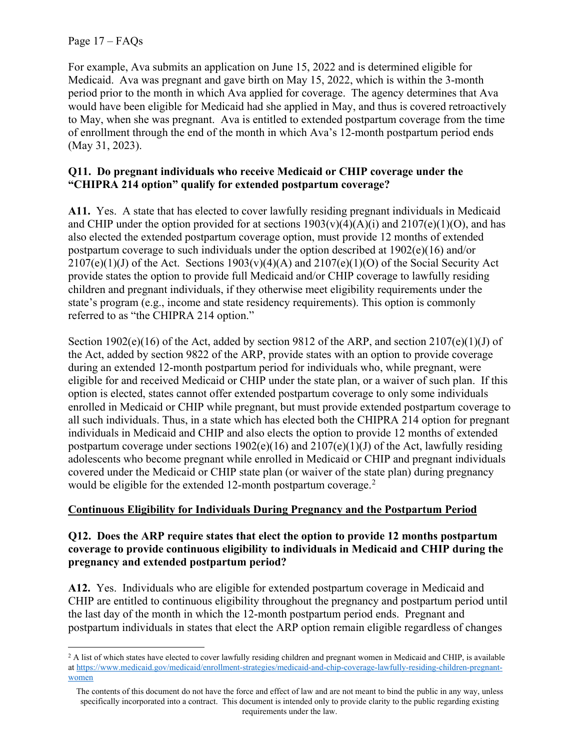For example, Ava submits an application on June 15, 2022 and is determined eligible for Medicaid. Ava was pregnant and gave birth on May 15, 2022, which is within the 3-month period prior to the month in which Ava applied for coverage. The agency determines that Ava would have been eligible for Medicaid had she applied in May, and thus is covered retroactively to May, when she was pregnant. Ava is entitled to extended postpartum coverage from the time of enrollment through the end of the month in which Ava's 12-month postpartum period ends (May 31, 2023).

**Q11. Do pregnant individuals who receive Medicaid or CHIP coverage under the "CHIPRA 214 option" qualify for extended postpartum coverage?**

**A11.** Yes. A state that has elected to cover lawfully residing pregnant individuals in Medicaid and CHIP under the option provided for at sections 1903(v)(4)(A)(i) and 2107(e)(1)(O), and has also elected the extended postpartum coverage option, must provide 12 months of extended postpartum coverage to such individuals under the option described at 1902(e)(16) and/or 2107(e)(1)(J) of the Act. Sections 1903(v)(4)(A) and 2107(e)(1)(O) of the Social Security Act provide states the option to provide full Medicaid and/or CHIP coverage to lawfully residing children and pregnant individuals, if they otherwise meet eligibility requirements under the state's program (e.g., income and state residency requirements). This option is commonly referred to as "the CHIPRA 214 option."

Section 1902(e)(16) of the Act, added by section 9812 of the ARP, and section 2107(e)(1)(J) of the Act, added by section 9822 of the ARP, provide states with an option to provide coverage during an extended 12-month postpartum period for individuals who, while pregnant, were eligible for and received Medicaid or CHIP under the state plan, or a waiver of such plan. If this option is elected, states cannot offer extended postpartum coverage to only some individuals enrolled in Medicaid or CHIP while pregnant, but must provide extended postpartum coverage to all such individuals. Thus, in a state which has elected both the CHIPRA 214 option for pregnant individuals in Medicaid and CHIP and also elects the option to provide 12 months of extended postpartum coverage under sections 1902(e)(16) and 2107(e)(1)(J) of the Act, lawfully residing adolescents who become pregnant while enrolled in Medicaid or CHIP and pregnant individuals covered under the Medicaid or CHIP state plan (or waiver of the state plan) during pregnancy would be eligible for the extended 12-month postpartum coverage.[2]

## Continuous Eligibility for Individuals During Pregnancy and the Postpartum Period

**Q12. Does the ARP require states that elect the option to provide 12 months postpartum coverage to provide continuous eligibility to individuals in Medicaid and CHIP during the pregnancy and extended postpartum period?**

**A12.** Yes. Individuals who are eligible for extended postpartum coverage in Medicaid and CHIP are entitled to continuous eligibility throughout the pregnancy and postpartum period until the last day of the month in which the 12-month postpartum period ends. Pregnant and postpartum individuals in states that elect the ARP option remain eligible regardless of changes

[2] A list of which states have elected to cover lawfully residing children and pregnant women in Medicaid and CHIP, is available at https://www.medicaid.gov/medicaid/enrollment-strategies/medicaid-and-chip-coverage-lawfully-residing-children-pregnant-women

The contents of this document do not have the force and effect of law and are not meant to bind the public in any way, unless specifically incorporated into a contract. This document is intended only to provide clarity to the public regarding existing requirements under the law.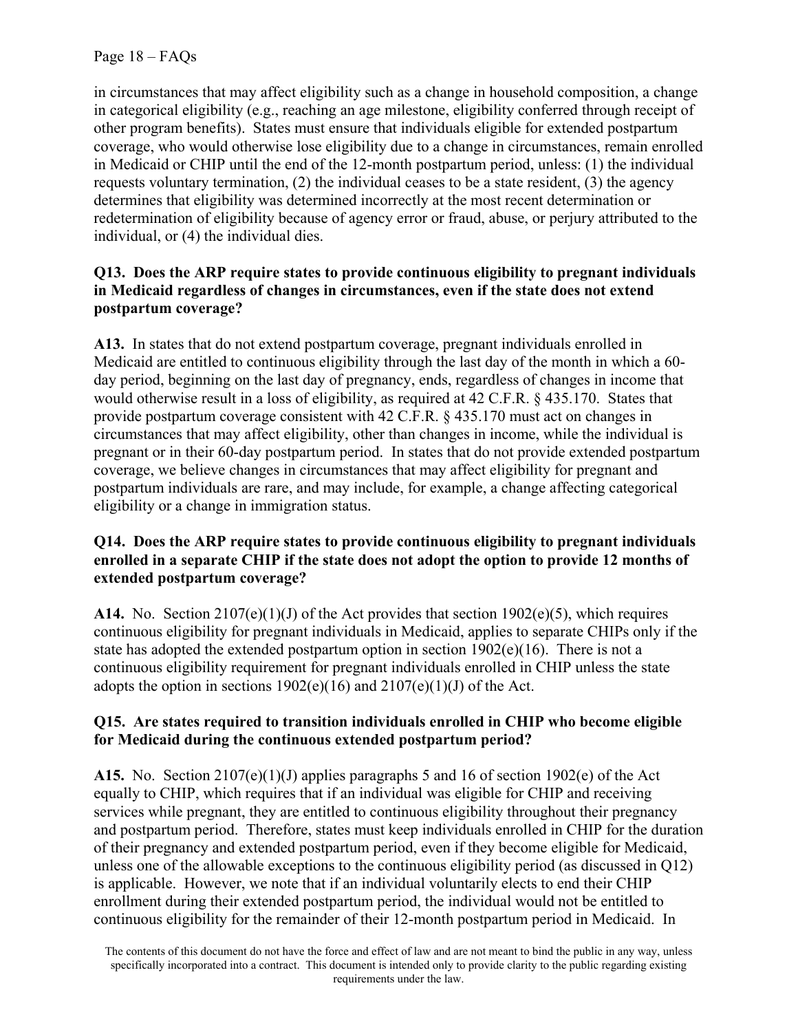in circumstances that may affect eligibility such as a change in household composition, a change in categorical eligibility (e.g., reaching an age milestone, eligibility conferred through receipt of other program benefits). States must ensure that individuals eligible for extended postpartum coverage, who would otherwise lose eligibility due to a change in circumstances, remain enrolled in Medicaid or CHIP until the end of the 12-month postpartum period, unless: (1) the individual requests voluntary termination, (2) the individual ceases to be a state resident, (3) the agency determines that eligibility was determined incorrectly at the most recent determination or redetermination of eligibility because of agency error or fraud, abuse, or perjury attributed to the individual, or (4) the individual dies.

**Q13. Does the ARP require states to provide continuous eligibility to pregnant individuals in Medicaid regardless of changes in circumstances, even if the state does not extend postpartum coverage?**

**A13.** In states that do not extend postpartum coverage, pregnant individuals enrolled in Medicaid are entitled to continuous eligibility through the last day of the month in which a 60-day period, beginning on the last day of pregnancy, ends, regardless of changes in income that would otherwise result in a loss of eligibility, as required at 42 C.F.R. § 435.170. States that provide postpartum coverage consistent with 42 C.F.R. § 435.170 must act on changes in circumstances that may affect eligibility, other than changes in income, while the individual is pregnant or in their 60-day postpartum period. In states that do not provide extended postpartum coverage, we believe changes in circumstances that may affect eligibility for pregnant and postpartum individuals are rare, and may include, for example, a change affecting categorical eligibility or a change in immigration status.

**Q14. Does the ARP require states to provide continuous eligibility to pregnant individuals enrolled in a separate CHIP if the state does not adopt the option to provide 12 months of extended postpartum coverage?**

**A14.** No. Section 2107(e)(1)(J) of the Act provides that section 1902(e)(5), which requires continuous eligibility for pregnant individuals in Medicaid, applies to separate CHIPs only if the state has adopted the extended postpartum option in section 1902(e)(16). There is not a continuous eligibility requirement for pregnant individuals enrolled in CHIP unless the state adopts the option in sections 1902(e)(16) and 2107(e)(1)(J) of the Act.

**Q15. Are states required to transition individuals enrolled in CHIP who become eligible for Medicaid during the continuous extended postpartum period?**

**A15.** No. Section 2107(e)(1)(J) applies paragraphs 5 and 16 of section 1902(e) of the Act equally to CHIP, which requires that if an individual was eligible for CHIP and receiving services while pregnant, they are entitled to continuous eligibility throughout their pregnancy and postpartum period. Therefore, states must keep individuals enrolled in CHIP for the duration of their pregnancy and extended postpartum period, even if they become eligible for Medicaid, unless one of the allowable exceptions to the continuous eligibility period (as discussed in Q12) is applicable. However, we note that if an individual voluntarily elects to end their CHIP enrollment during their extended postpartum period, the individual would not be entitled to continuous eligibility for the remainder of their 12-month postpartum period in Medicaid. In

The contents of this document do not have the force and effect of law and are not meant to bind the public in any way, unless specifically incorporated into a contract. This document is intended only to provide clarity to the public regarding existing requirements under the law.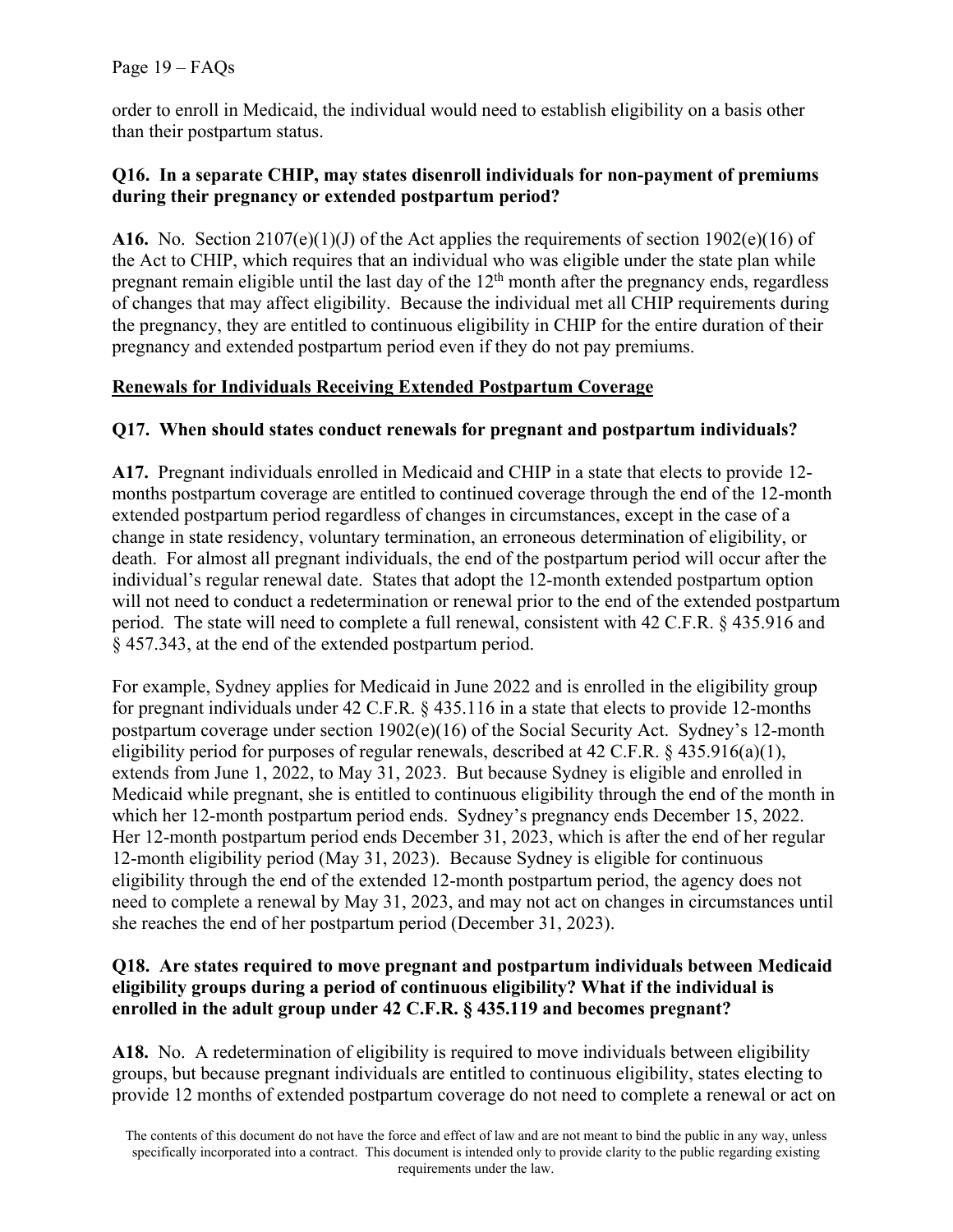order to enroll in Medicaid, the individual would need to establish eligibility on a basis other than their postpartum status.

**Q16. In a separate CHIP, may states disenroll individuals for non-payment of premiums during their pregnancy or extended postpartum period?**

**A16.** No. Section 2107(e)(1)(J) of the Act applies the requirements of section 1902(e)(16) of the Act to CHIP, which requires that an individual who was eligible under the state plan while pregnant remain eligible until the last day of the 12th month after the pregnancy ends, regardless of changes that may affect eligibility. Because the individual met all CHIP requirements during the pregnancy, they are entitled to continuous eligibility in CHIP for the entire duration of their pregnancy and extended postpartum period even if they do not pay premiums.

## Renewals for Individuals Receiving Extended Postpartum Coverage

**Q17. When should states conduct renewals for pregnant and postpartum individuals?**

**A17.** Pregnant individuals enrolled in Medicaid and CHIP in a state that elects to provide 12-months postpartum coverage are entitled to continued coverage through the end of the 12-month extended postpartum period regardless of changes in circumstances, except in the case of a change in state residency, voluntary termination, an erroneous determination of eligibility, or death. For almost all pregnant individuals, the end of the postpartum period will occur after the individual's regular renewal date. States that adopt the 12-month extended postpartum option will not need to conduct a redetermination or renewal prior to the end of the extended postpartum period. The state will need to complete a full renewal, consistent with 42 C.F.R. § 435.916 and § 457.343, at the end of the extended postpartum period.

For example, Sydney applies for Medicaid in June 2022 and is enrolled in the eligibility group for pregnant individuals under 42 C.F.R. § 435.116 in a state that elects to provide 12-months postpartum coverage under section 1902(e)(16) of the Social Security Act. Sydney's 12-month eligibility period for purposes of regular renewals, described at 42 C.F.R. § 435.916(a)(1), extends from June 1, 2022, to May 31, 2023. But because Sydney is eligible and enrolled in Medicaid while pregnant, she is entitled to continuous eligibility through the end of the month in which her 12-month postpartum period ends. Sydney's pregnancy ends December 15, 2022. Her 12-month postpartum period ends December 31, 2023, which is after the end of her regular 12-month eligibility period (May 31, 2023). Because Sydney is eligible for continuous eligibility through the end of the extended 12-month postpartum period, the agency does not need to complete a renewal by May 31, 2023, and may not act on changes in circumstances until she reaches the end of her postpartum period (December 31, 2023).

**Q18. Are states required to move pregnant and postpartum individuals between Medicaid eligibility groups during a period of continuous eligibility? What if the individual is enrolled in the adult group under 42 C.F.R. § 435.119 and becomes pregnant?**

**A18.** No. A redetermination of eligibility is required to move individuals between eligibility groups, but because pregnant individuals are entitled to continuous eligibility, states electing to provide 12 months of extended postpartum coverage do not need to complete a renewal or act on

The contents of this document do not have the force and effect of law and are not meant to bind the public in any way, unless specifically incorporated into a contract. This document is intended only to provide clarity to the public regarding existing requirements under the law.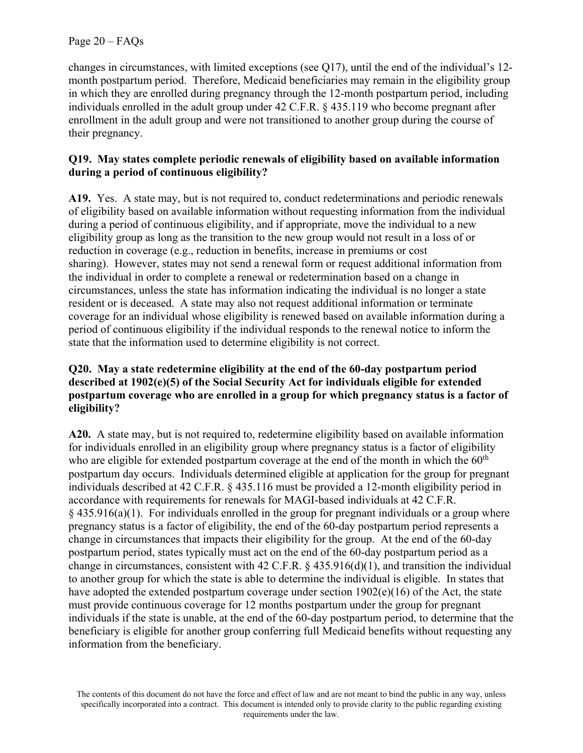changes in circumstances, with limited exceptions (see Q17), until the end of the individual's 12-month postpartum period. Therefore, Medicaid beneficiaries may remain in the eligibility group in which they are enrolled during pregnancy through the 12-month postpartum period, including individuals enrolled in the adult group under 42 C.F.R. § 435.119 who become pregnant after enrollment in the adult group and were not transitioned to another group during the course of their pregnancy.

**Q19. May states complete periodic renewals of eligibility based on available information during a period of continuous eligibility?**

**A19.** Yes. A state may, but is not required to, conduct redeterminations and periodic renewals of eligibility based on available information without requesting information from the individual during a period of continuous eligibility, and if appropriate, move the individual to a new eligibility group as long as the transition to the new group would not result in a loss of or reduction in coverage (e.g., reduction in benefits, increase in premiums or cost sharing). However, states may not send a renewal form or request additional information from the individual in order to complete a renewal or redetermination based on a change in circumstances, unless the state has information indicating the individual is no longer a state resident or is deceased. A state may also not request additional information or terminate coverage for an individual whose eligibility is renewed based on available information during a period of continuous eligibility if the individual responds to the renewal notice to inform the state that the information used to determine eligibility is not correct.

**Q20. May a state redetermine eligibility at the end of the 60-day postpartum period described at 1902(e)(5) of the Social Security Act for individuals eligible for extended postpartum coverage who are enrolled in a group for which pregnancy status is a factor of eligibility?**

**A20.** A state may, but is not required to, redetermine eligibility based on available information for individuals enrolled in an eligibility group where pregnancy status is a factor of eligibility who are eligible for extended postpartum coverage at the end of the month in which the 60th postpartum day occurs. Individuals determined eligible at application for the group for pregnant individuals described at 42 C.F.R. § 435.116 must be provided a 12-month eligibility period in accordance with requirements for renewals for MAGI-based individuals at 42 C.F.R. § 435.916(a)(1). For individuals enrolled in the group for pregnant individuals or a group where pregnancy status is a factor of eligibility, the end of the 60-day postpartum period represents a change in circumstances that impacts their eligibility for the group. At the end of the 60-day postpartum period, states typically must act on the end of the 60-day postpartum period as a change in circumstances, consistent with 42 C.F.R. § 435.916(d)(1), and transition the individual to another group for which the state is able to determine the individual is eligible. In states that have adopted the extended postpartum coverage under section 1902(e)(16) of the Act, the state must provide continuous coverage for 12 months postpartum under the group for pregnant individuals if the state is unable, at the end of the 60-day postpartum period, to determine that the beneficiary is eligible for another group conferring full Medicaid benefits without requesting any information from the beneficiary.

The contents of this document do not have the force and effect of law and are not meant to bind the public in any way, unless specifically incorporated into a contract. This document is intended only to provide clarity to the public regarding existing requirements under the law.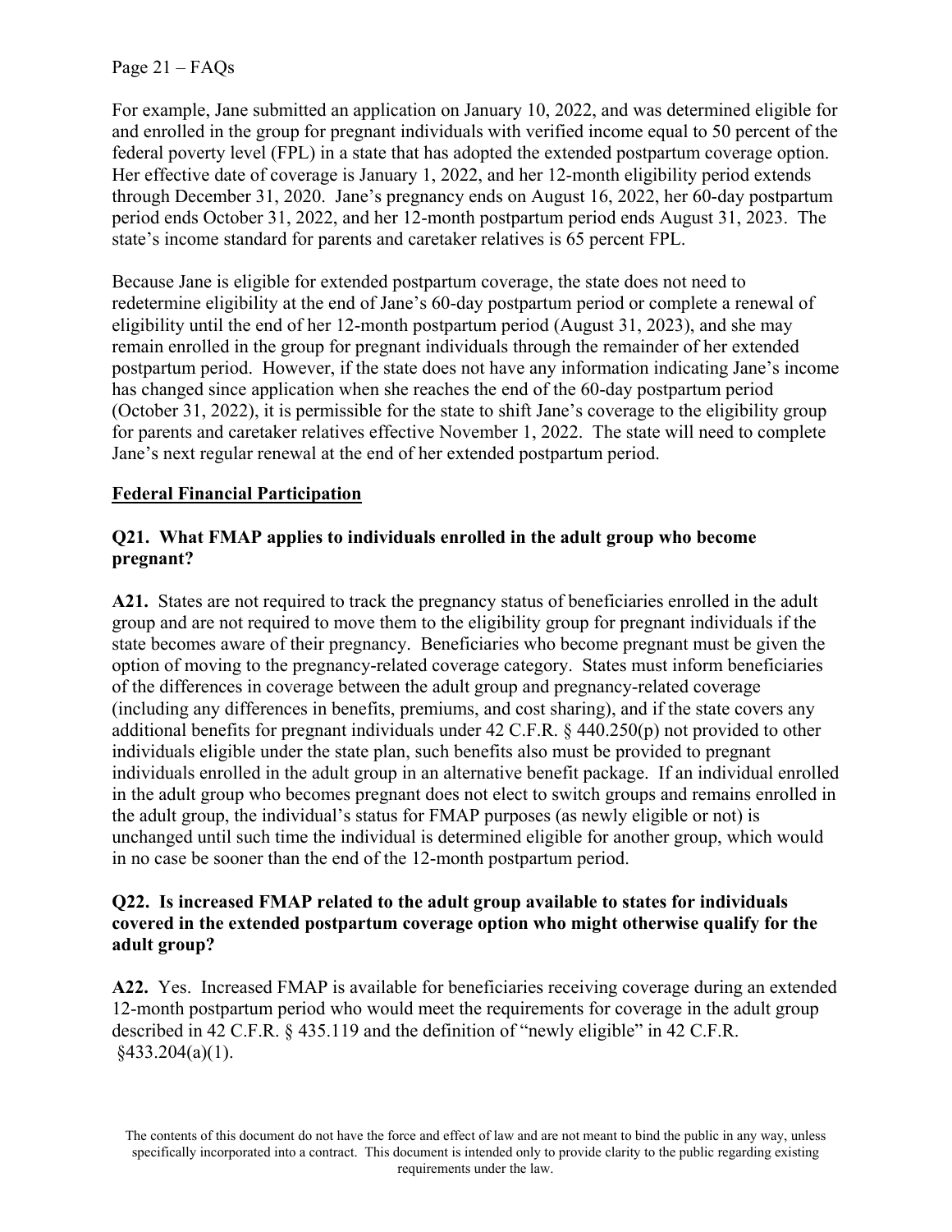For example, Jane submitted an application on January 10, 2022, and was determined eligible for and enrolled in the group for pregnant individuals with verified income equal to 50 percent of the federal poverty level (FPL) in a state that has adopted the extended postpartum coverage option. Her effective date of coverage is January 1, 2022, and her 12-month eligibility period extends through December 31, 2020. Jane's pregnancy ends on August 16, 2022, her 60-day postpartum period ends October 31, 2022, and her 12-month postpartum period ends August 31, 2023. The state's income standard for parents and caretaker relatives is 65 percent FPL.

Because Jane is eligible for extended postpartum coverage, the state does not need to redetermine eligibility at the end of Jane's 60-day postpartum period or complete a renewal of eligibility until the end of her 12-month postpartum period (August 31, 2023), and she may remain enrolled in the group for pregnant individuals through the remainder of her extended postpartum period. However, if the state does not have any information indicating Jane's income has changed since application when she reaches the end of the 60-day postpartum period (October 31, 2022), it is permissible for the state to shift Jane's coverage to the eligibility group for parents and caretaker relatives effective November 1, 2022. The state will need to complete Jane's next regular renewal at the end of her extended postpartum period.

## Federal Financial Participation

### Q21. What FMAP applies to individuals enrolled in the adult group who become pregnant?

**A21.** States are not required to track the pregnancy status of beneficiaries enrolled in the adult group and are not required to move them to the eligibility group for pregnant individuals if the state becomes aware of their pregnancy. Beneficiaries who become pregnant must be given the option of moving to the pregnancy-related coverage category. States must inform beneficiaries of the differences in coverage between the adult group and pregnancy-related coverage (including any differences in benefits, premiums, and cost sharing), and if the state covers any additional benefits for pregnant individuals under 42 C.F.R. § 440.250(p) not provided to other individuals eligible under the state plan, such benefits also must be provided to pregnant individuals enrolled in the adult group in an alternative benefit package. If an individual enrolled in the adult group who becomes pregnant does not elect to switch groups and remains enrolled in the adult group, the individual's status for FMAP purposes (as newly eligible or not) is unchanged until such time the individual is determined eligible for another group, which would in no case be sooner than the end of the 12-month postpartum period.

### Q22. Is increased FMAP related to the adult group available to states for individuals covered in the extended postpartum coverage option who might otherwise qualify for the adult group?

**A22.** Yes. Increased FMAP is available for beneficiaries receiving coverage during an extended 12-month postpartum period who would meet the requirements for coverage in the adult group described in 42 C.F.R. § 435.119 and the definition of "newly eligible" in 42 C.F.R. §433.204(a)(1).

The contents of this document do not have the force and effect of law and are not meant to bind the public in any way, unless specifically incorporated into a contract. This document is intended only to provide clarity to the public regarding existing requirements under the law.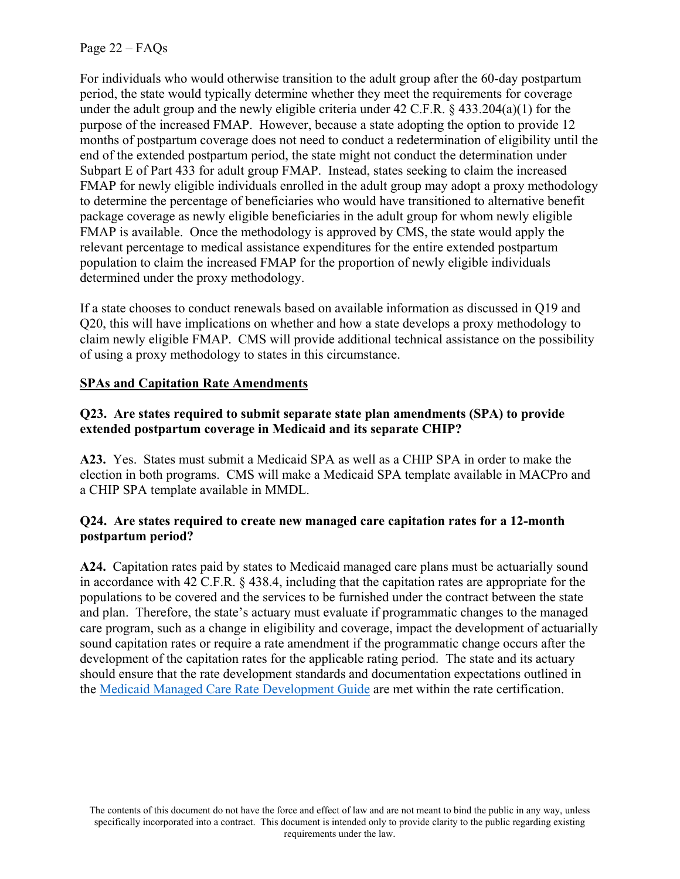For individuals who would otherwise transition to the adult group after the 60-day postpartum period, the state would typically determine whether they meet the requirements for coverage under the adult group and the newly eligible criteria under 42 C.F.R. § 433.204(a)(1) for the purpose of the increased FMAP. However, because a state adopting the option to provide 12 months of postpartum coverage does not need to conduct a redetermination of eligibility until the end of the extended postpartum period, the state might not conduct the determination under Subpart E of Part 433 for adult group FMAP. Instead, states seeking to claim the increased FMAP for newly eligible individuals enrolled in the adult group may adopt a proxy methodology to determine the percentage of beneficiaries who would have transitioned to alternative benefit package coverage as newly eligible beneficiaries in the adult group for whom newly eligible FMAP is available. Once the methodology is approved by CMS, the state would apply the relevant percentage to medical assistance expenditures for the entire extended postpartum population to claim the increased FMAP for the proportion of newly eligible individuals determined under the proxy methodology.

If a state chooses to conduct renewals based on available information as discussed in Q19 and Q20, this will have implications on whether and how a state develops a proxy methodology to claim newly eligible FMAP. CMS will provide additional technical assistance on the possibility of using a proxy methodology to states in this circumstance.

## SPAs and Capitation Rate Amendments

**Q23. Are states required to submit separate state plan amendments (SPA) to provide extended postpartum coverage in Medicaid and its separate CHIP?**

**A23.** Yes. States must submit a Medicaid SPA as well as a CHIP SPA in order to make the election in both programs. CMS will make a Medicaid SPA template available in MACPro and a CHIP SPA template available in MMDL.

**Q24. Are states required to create new managed care capitation rates for a 12-month postpartum period?**

**A24.** Capitation rates paid by states to Medicaid managed care plans must be actuarially sound in accordance with 42 C.F.R. § 438.4, including that the capitation rates are appropriate for the populations to be covered and the services to be furnished under the contract between the state and plan. Therefore, the state's actuary must evaluate if programmatic changes to the managed care program, such as a change in eligibility and coverage, impact the development of actuarially sound capitation rates or require a rate amendment if the programmatic change occurs after the development of the capitation rates for the applicable rating period. The state and its actuary should ensure that the rate development standards and documentation expectations outlined in the Medicaid Managed Care Rate Development Guide are met within the rate certification.

The contents of this document do not have the force and effect of law and are not meant to bind the public in any way, unless specifically incorporated into a contract. This document is intended only to provide clarity to the public regarding existing requirements under the law.